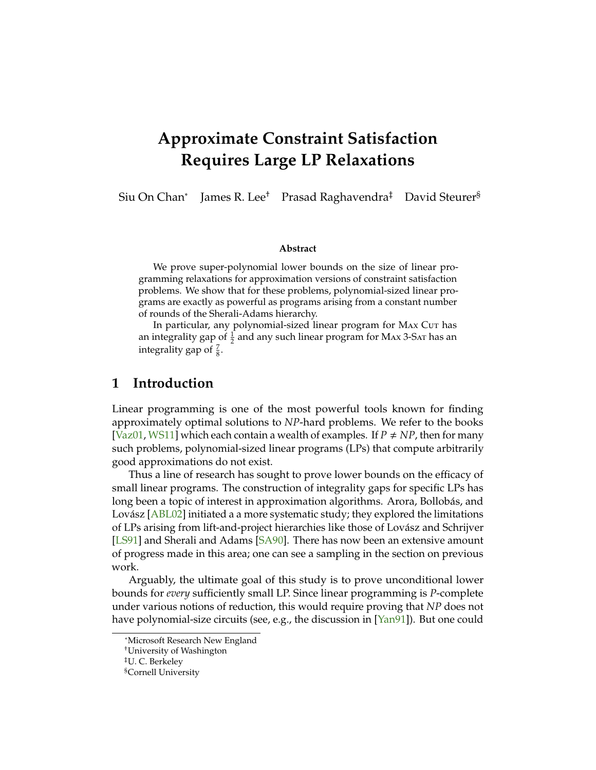# Approximate Constraint Satisfaction Requires Large LP Relaxations

Siu On Chan[*] James R. Lee[†] Prasad Raghavendra[‡] David Steurer[§]

### Abstract

We prove super-polynomial lower bounds on the size of linear programming relaxations for approximation versions of constraint satisfaction problems. We show that for these problems, polynomial-sized linear programs are exactly as powerful as programs arising from a constant number of rounds of the Sherali-Adams hierarchy.

In particular, any polynomial-sized linear program for Max Cut has an integrality gap of $\frac{1}{2}$ and any such linear program for Max 3-Sat has an integrality gap of $\frac{7}{8}$.

## 1 Introduction

Linear programming is one of the most powerful tools known for finding approximately optimal solutions to *NP*-hard problems. We refer to the books [Vaz01, WS11] which each contain a wealth of examples. If $P \neq NP$, then for many such problems, polynomial-sized linear programs (LPs) that compute arbitrarily good approximations do not exist.

Thus a line of research has sought to prove lower bounds on the efficacy of small linear programs. The construction of integrality gaps for specific LPs has long been a topic of interest in approximation algorithms. Arora, Bollobás, and Lovász [ABL02] initiated a a more systematic study; they explored the limitations of LPs arising from lift-and-project hierarchies like those of Lovász and Schrijver [LS91] and Sherali and Adams [SA90]. There has now been an extensive amount of progress made in this area; one can see a sampling in the section on previous work.

Arguably, the ultimate goal of this study is to prove unconditional lower bounds for *every* sufficiently small LP. Since linear programming is *P*-complete under various notions of reduction, this would require proving that *NP* does not have polynomial-size circuits (see, e.g., the discussion in [Yan91]). But one could

[*]Microsoft Research New England
[†]University of Washington
[‡]U. C. Berkeley
[§]Cornell University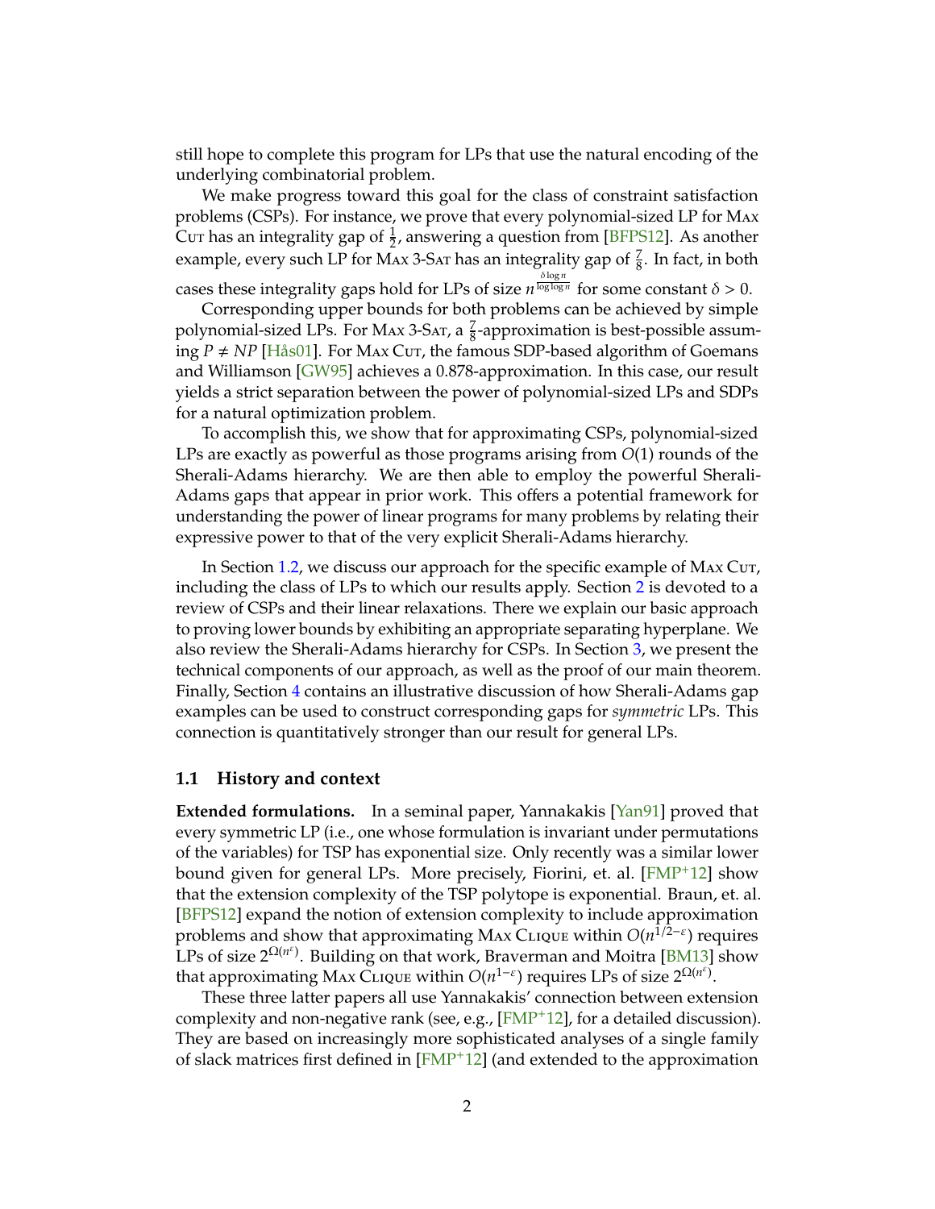still hope to complete this program for LPs that use the natural encoding of the underlying combinatorial problem.

We make progress toward this goal for the class of constraint satisfaction problems (CSPs). For instance, we prove that every polynomial-sized LP for Max Cut has an integrality gap of $\frac{1}{2}$, answering a question from [BFPS12]. As another example, every such LP for Max 3-Sat has an integrality gap of $\frac{7}{8}$. In fact, in both cases these integrality gaps hold for LPs of size $n^{\frac{\delta \log n}{\log \log n}}$ for some constant $\delta > 0$.

Corresponding upper bounds for both problems can be achieved by simple polynomial-sized LPs. For Max 3-Sat, a $\frac{7}{8}$-approximation is best-possible assuming $P \neq NP$ [Hås01]. For Max Cut, the famous SDP-based algorithm of Goemans and Williamson [GW95] achieves a 0.878-approximation. In this case, our result yields a strict separation between the power of polynomial-sized LPs and SDPs for a natural optimization problem.

To accomplish this, we show that for approximating CSPs, polynomial-sized LPs are exactly as powerful as those programs arising from $O(1)$ rounds of the Sherali-Adams hierarchy. We are then able to employ the powerful Sherali-Adams gaps that appear in prior work. This offers a potential framework for understanding the power of linear programs for many problems by relating their expressive power to that of the very explicit Sherali-Adams hierarchy.

In Section 1.2, we discuss our approach for the specific example of Max Cut, including the class of LPs to which our results apply. Section 2 is devoted to a review of CSPs and their linear relaxations. There we explain our basic approach to proving lower bounds by exhibiting an appropriate separating hyperplane. We also review the Sherali-Adams hierarchy for CSPs. In Section 3, we present the technical components of our approach, as well as the proof of our main theorem. Finally, Section 4 contains an illustrative discussion of how Sherali-Adams gap examples can be used to construct corresponding gaps for *symmetric* LPs. This connection is quantitatively stronger than our result for general LPs.

### 1.1 History and context

**Extended formulations.** In a seminal paper, Yannakakis [Yan91] proved that every symmetric LP (i.e., one whose formulation is invariant under permutations of the variables) for TSP has exponential size. Only recently was a similar lower bound given for general LPs. More precisely, Fiorini, et. al. [FMP+12] show that the extension complexity of the TSP polytope is exponential. Braun, et. al. [BFPS12] expand the notion of extension complexity to include approximation problems and show that approximating Max Clique within $O(n^{1/2-\varepsilon})$ requires LPs of size $2^{\Omega(n^{\varepsilon})}$. Building on that work, Braverman and Moitra [BM13] show that approximating Max Clique within $O(n^{1-\varepsilon})$ requires LPs of size $2^{\Omega(n^{\varepsilon})}$.

These three latter papers all use Yannakakis' connection between extension complexity and non-negative rank (see, e.g., [FMP+12], for a detailed discussion). They are based on increasingly more sophisticated analyses of a single family of slack matrices first defined in [FMP+12] (and extended to the approximation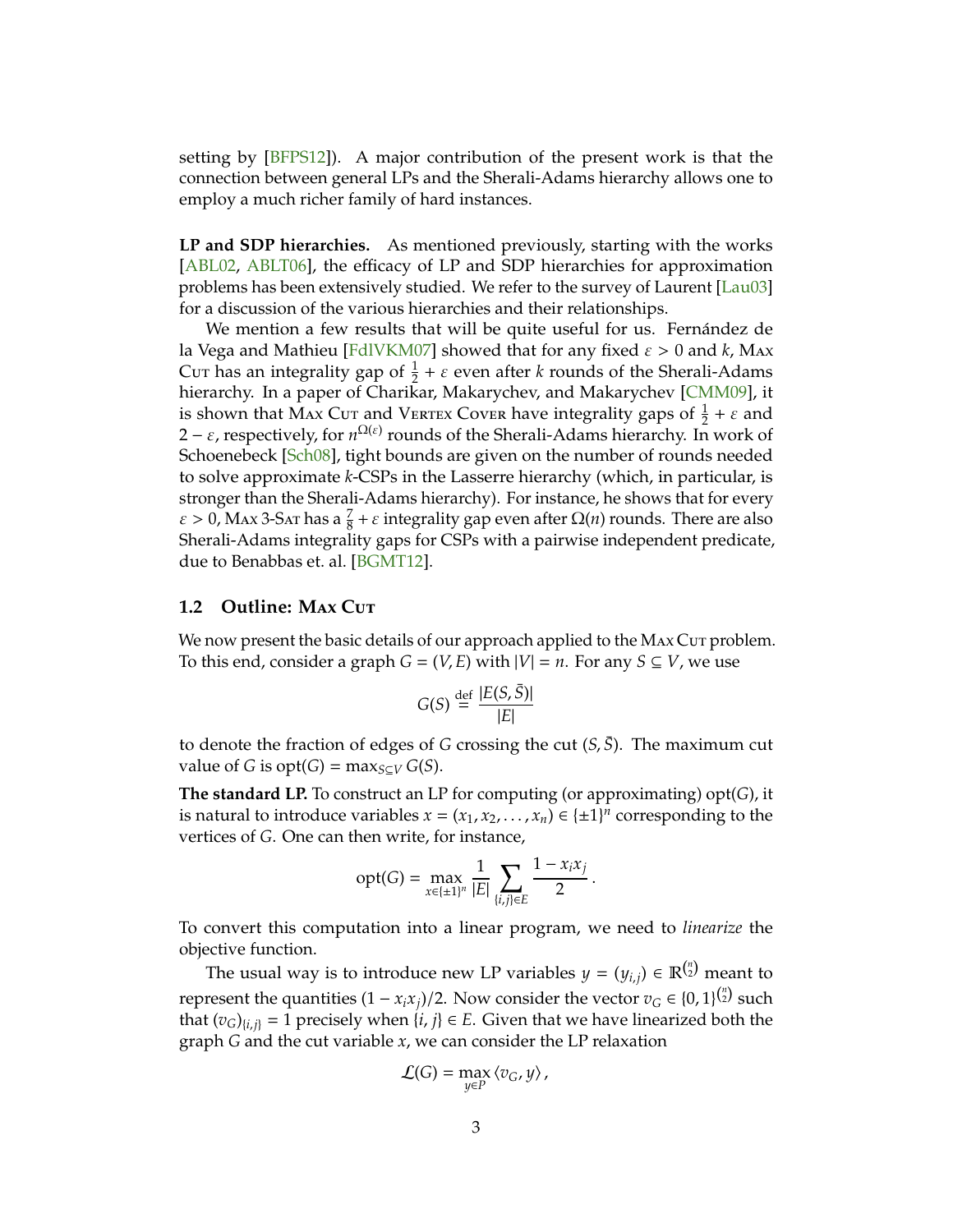setting by [BFPS12]). A major contribution of the present work is that the connection between general LPs and the Sherali-Adams hierarchy allows one to employ a much richer family of hard instances.

**LP and SDP hierarchies.** As mentioned previously, starting with the works [ABL02, ABLT06], the efficacy of LP and SDP hierarchies for approximation problems has been extensively studied. We refer to the survey of Laurent [Lau03] for a discussion of the various hierarchies and their relationships.

We mention a few results that will be quite useful for us. Fernández de la Vega and Mathieu [FdlVKM07] showed that for any fixed $\varepsilon > 0$ and $k$, Max Cut has an integrality gap of $\frac{1}{2} + \varepsilon$ even after $k$ rounds of the Sherali-Adams hierarchy. In a paper of Charikar, Makarychev, and Makarychev [CMM09], it is shown that Max Cut and Vertex Cover have integrality gaps of $\frac{1}{2} + \varepsilon$ and $2 - \varepsilon$, respectively, for $n^{\Omega(\varepsilon)}$ rounds of the Sherali-Adams hierarchy. In work of Schoenebeck [Sch08], tight bounds are given on the number of rounds needed to solve approximate $k$-CSPs in the Lasserre hierarchy (which, in particular, is stronger than the Sherali-Adams hierarchy). For instance, he shows that for every $\varepsilon > 0$, Max 3-Sat has a $\frac{7}{8} + \varepsilon$ integrality gap even after $\Omega(n)$ rounds. There are also Sherali-Adams integrality gaps for CSPs with a pairwise independent predicate, due to Benabbas et. al. [BGMT12].

## 1.2 Outline: Max Cut

We now present the basic details of our approach applied to the Max Cut problem. To this end, consider a graph $G = (V, E)$ with $|V| = n$. For any $S \subseteq V$, we use

$$G(S) \stackrel{\text{def}}{=} \frac{|E(S, \bar{S})|}{|E|}$$

to denote the fraction of edges of $G$ crossing the cut $(S, \bar{S})$. The maximum cut value of $G$ is $\mathrm{opt}(G) = \max_{S \subseteq V} G(S)$.

**The standard LP.** To construct an LP for computing (or approximating) $\mathrm{opt}(G)$, it is natural to introduce variables $x = (x_1, x_2, \ldots, x_n) \in \{\pm 1\}^n$ corresponding to the vertices of $G$. One can then write, for instance,

$$\mathrm{opt}(G) = \max_{x \in \{\pm 1\}^n} \frac{1}{|E|} \sum_{\{i,j\} \in E} \frac{1 - x_i x_j}{2}.$$

To convert this computation into a linear program, we need to *linearize* the objective function.

The usual way is to introduce new LP variables $y = (y_{i,j}) \in \mathbb{R}^{\binom{n}{2}}$ meant to represent the quantities $(1 - x_i x_j)/2$. Now consider the vector $v_G \in \{0, 1\}^{\binom{n}{2}}$ such that $(v_G)_{\{i,j\}} = 1$ precisely when $\{i, j\} \in E$. Given that we have linearized both the graph $G$ and the cut variable $x$, we can consider the LP relaxation

$$\mathcal{L}(G) = \max_{y \in P} \langle v_G, y \rangle,$$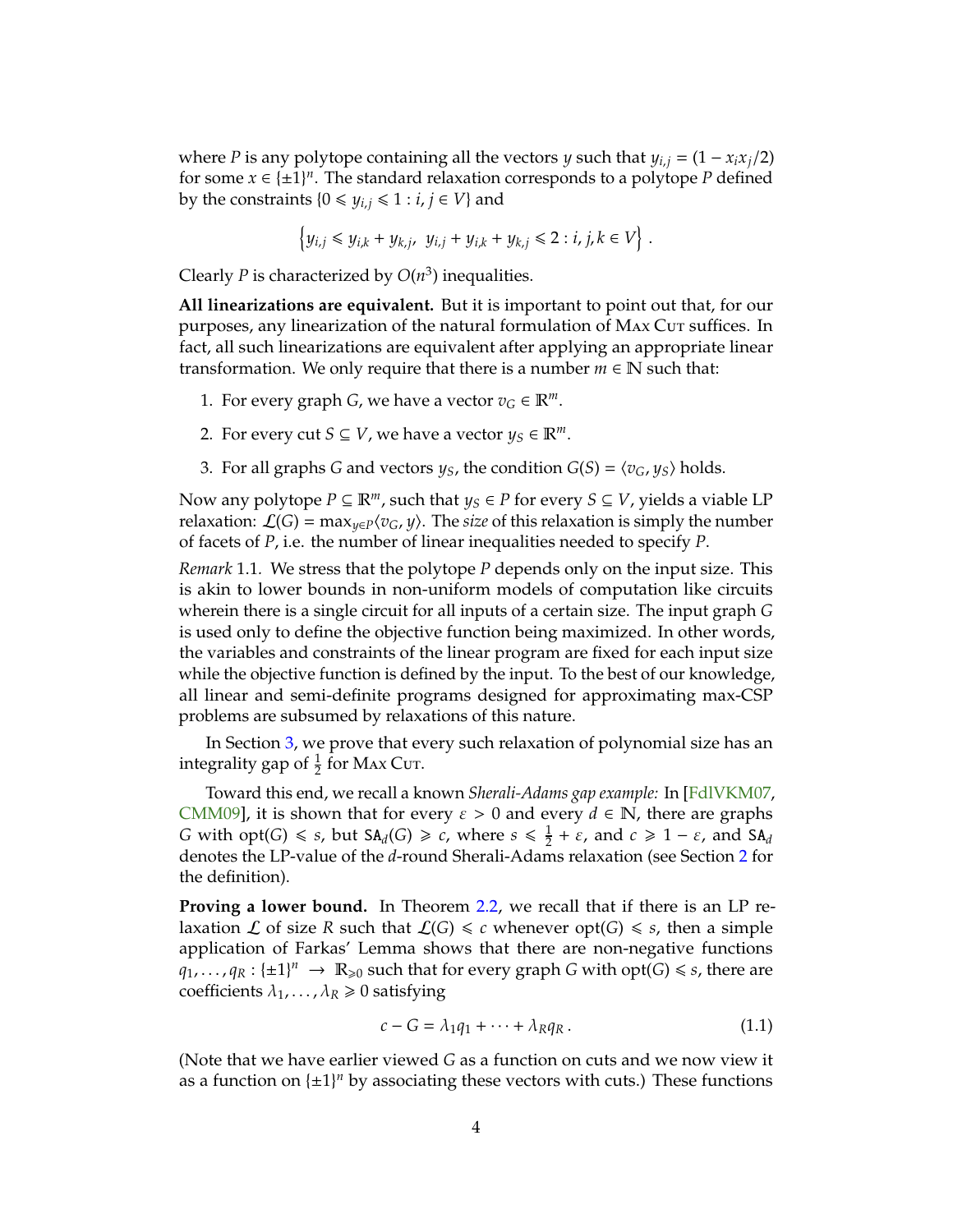where $P$ is any polytope containing all the vectors $y$ such that $y_{i,j} = (1 - x_i x_j/2)$ for some $x \in \{\pm 1\}^n$. The standard relaxation corresponds to a polytope $P$ defined by the constraints $\{0 \leqslant y_{i,j} \leqslant 1 : i, j \in V\}$ and

$$\left\{ y_{i,j} \leqslant y_{i,k} + y_{k,j},\ \ y_{i,j} + y_{i,k} + y_{k,j} \leqslant 2 : i, j, k \in V \right\} .$$

Clearly $P$ is characterized by $O(n^3)$ inequalities.

**All linearizations are equivalent.** But it is important to point out that, for our purposes, any linearization of the natural formulation of Max Cut suffices. In fact, all such linearizations are equivalent after applying an appropriate linear transformation. We only require that there is a number $m \in \mathbb{N}$ such that:

1. For every graph $G$, we have a vector $v_G \in \mathbb{R}^m$.
2. For every cut $S \subseteq V$, we have a vector $y_S \in \mathbb{R}^m$.
3. For all graphs $G$ and vectors $y_S$, the condition $G(S) = \langle v_G, y_S \rangle$ holds.

Now any polytope $P \subseteq \mathbb{R}^m$, such that $y_S \in P$ for every $S \subseteq V$, yields a viable LP relaxation: $\mathcal{L}(G) = \max_{y \in P} \langle v_G, y \rangle$. The *size* of this relaxation is simply the number of facets of $P$, i.e. the number of linear inequalities needed to specify $P$.

*Remark* 1.1. We stress that the polytope $P$ depends only on the input size. This is akin to lower bounds in non-uniform models of computation like circuits wherein there is a single circuit for all inputs of a certain size. The input graph $G$ is used only to define the objective function being maximized. In other words, the variables and constraints of the linear program are fixed for each input size while the objective function is defined by the input. To the best of our knowledge, all linear and semi-definite programs designed for approximating max-CSP problems are subsumed by relaxations of this nature.

In Section 3, we prove that every such relaxation of polynomial size has an integrality gap of $\frac{1}{2}$ for Max Cut.

Toward this end, we recall a known *Sherali-Adams gap example:* In [FdlVKM07, CMM09], it is shown that for every $\varepsilon > 0$ and every $d \in \mathbb{N}$, there are graphs $G$ with $\mathrm{opt}(G) \leqslant s$, but $\mathtt{SA}_d(G) \geqslant c$, where $s \leqslant \frac{1}{2} + \varepsilon$, and $c \geqslant 1 - \varepsilon$, and $\mathtt{SA}_d$ denotes the LP-value of the $d$-round Sherali-Adams relaxation (see Section 2 for the definition).

**Proving a lower bound.** In Theorem 2.2, we recall that if there is an LP relaxation $\mathcal{L}$ of size $R$ such that $\mathcal{L}(G) \leqslant c$ whenever $\mathrm{opt}(G) \leqslant s$, then a simple application of Farkas' Lemma shows that there are non-negative functions $q_1, \ldots, q_R : \{\pm 1\}^n \to \mathbb{R}_{\geqslant 0}$ such that for every graph $G$ with $\mathrm{opt}(G) \leqslant s$, there are coefficients $\lambda_1, \ldots, \lambda_R \geqslant 0$ satisfying

$$c - G = \lambda_1 q_1 + \cdots + \lambda_R q_R . \tag{1.1}$$

(Note that we have earlier viewed $G$ as a function on cuts and we now view it as a function on $\{\pm 1\}^n$ by associating these vectors with cuts.) These functions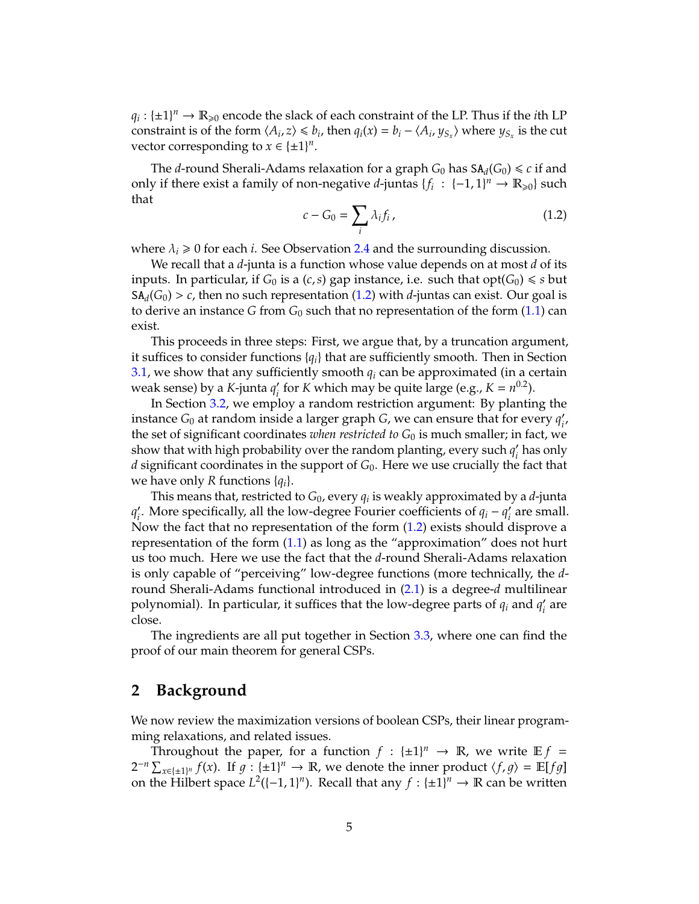$q_i : \{\pm 1\}^n \to \mathbb{R}_{\geqslant 0}$ encode the slack of each constraint of the LP. Thus if the $i$th LP constraint is of the form $\langle A_i, z\rangle \leqslant b_i$, then $q_i(x) = b_i - \langle A_i, y_{S_x}\rangle$ where $y_{S_x}$ is the cut vector corresponding to $x \in \{\pm 1\}^n$.

The $d$-round Sherali-Adams relaxation for a graph $G_0$ has $\mathtt{SA}_d(G_0) \leqslant c$ if and only if there exist a family of non-negative $d$-juntas $\{f_i : \{-1, 1\}^n \to \mathbb{R}_{\geqslant 0}\}$ such that

$$c - G_0 = \sum_i \lambda_i f_i\,, \tag{1.2}$$

where $\lambda_i \geqslant 0$ for each $i$. See Observation 2.4 and the surrounding discussion.

We recall that a $d$-junta is a function whose value depends on at most $d$ of its inputs. In particular, if $G_0$ is a $(c, s)$ gap instance, i.e. such that $\mathrm{opt}(G_0) \leqslant s$ but $\mathtt{SA}_d(G_0) > c$, then no such representation (1.2) with $d$-juntas can exist. Our goal is to derive an instance $G$ from $G_0$ such that no representation of the form (1.1) can exist.

This proceeds in three steps: First, we argue that, by a truncation argument, it suffices to consider functions $\{q_i\}$ that are sufficiently smooth. Then in Section 3.1, we show that any sufficiently smooth $q_i$ can be approximated (in a certain weak sense) by a $K$-junta $q_i'$ for $K$ which may be quite large (e.g., $K = n^{0.2}$).

In Section 3.2, we employ a random restriction argument: By planting the instance $G_0$ at random inside a larger graph $G$, we can ensure that for every $q_i'$, the set of significant coordinates *when restricted to* $G_0$ is much smaller; in fact, we show that with high probability over the random planting, every such $q_i'$ has only $d$ significant coordinates in the support of $G_0$. Here we use crucially the fact that we have only $R$ functions $\{q_i\}$.

This means that, restricted to $G_0$, every $q_i$ is weakly approximated by a $d$-junta $q_i'$. More specifically, all the low-degree Fourier coefficients of $q_i - q_i'$ are small. Now the fact that no representation of the form (1.2) exists should disprove a representation of the form (1.1) as long as the "approximation" does not hurt us too much. Here we use the fact that the $d$-round Sherali-Adams relaxation is only capable of "perceiving" low-degree functions (more technically, the $d$-round Sherali-Adams functional introduced in (2.1) is a degree-$d$ multilinear polynomial). In particular, it suffices that the low-degree parts of $q_i$ and $q_i'$ are close.

The ingredients are all put together in Section 3.3, where one can find the proof of our main theorem for general CSPs.

## 2 Background

We now review the maximization versions of boolean CSPs, their linear programming relaxations, and related issues.

Throughout the paper, for a function $f : \{\pm 1\}^n \to \mathbb{R}$, we write $\mathbb{E}\, f = 2^{-n} \sum_{x \in \{\pm 1\}^n} f(x)$. If $g : \{\pm 1\}^n \to \mathbb{R}$, we denote the inner product $\langle f, g\rangle = \mathbb{E}[fg]$ on the Hilbert space $L^2(\{-1, 1\}^n)$. Recall that any $f : \{\pm 1\}^n \to \mathbb{R}$ can be written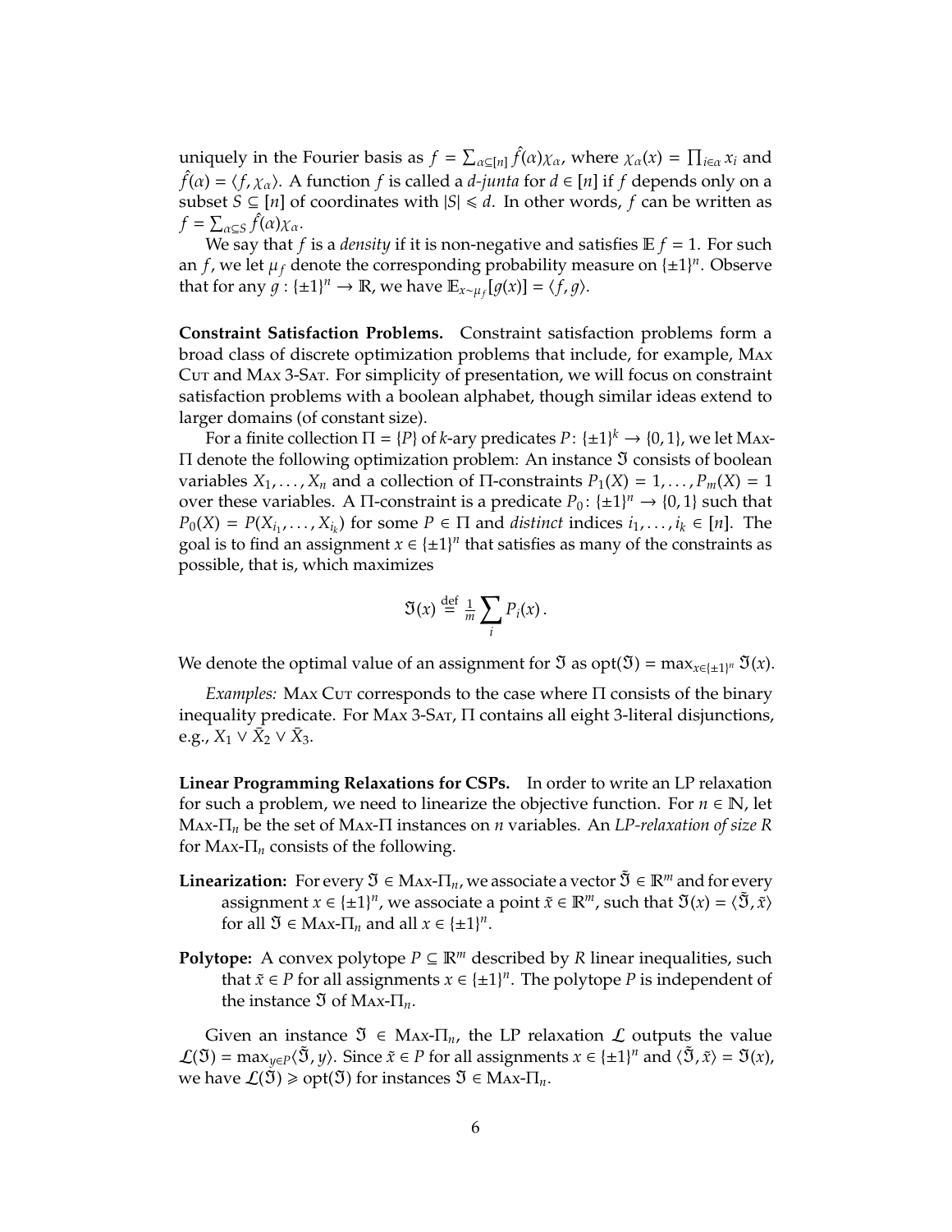uniquely in the Fourier basis as $f = \sum_{\alpha \subseteq [n]} \hat{f}(\alpha)\chi_\alpha$, where $\chi_\alpha(x) = \prod_{i \in \alpha} x_i$ and $\hat{f}(\alpha) = \langle f, \chi_\alpha \rangle$. A function $f$ is called a *d-junta* for $d \in [n]$ if $f$ depends only on a subset $S \subseteq [n]$ of coordinates with $|S| \leqslant d$. In other words, $f$ can be written as $f = \sum_{\alpha \subseteq S} \hat{f}(\alpha)\chi_\alpha$.

We say that $f$ is a *density* if it is non-negative and satisfies $\mathbb{E} f = 1$. For such an $f$, we let $\mu_f$ denote the corresponding probability measure on $\{\pm 1\}^n$. Observe that for any $g : \{\pm 1\}^n \to \mathbb{R}$, we have $\mathbb{E}_{x \sim \mu_f}[g(x)] = \langle f, g \rangle$.

**Constraint Satisfaction Problems.** Constraint satisfaction problems form a broad class of discrete optimization problems that include, for example, Max Cut and Max 3-Sat. For simplicity of presentation, we will focus on constraint satisfaction problems with a boolean alphabet, though similar ideas extend to larger domains (of constant size).

For a finite collection $\Pi = \{P\}$ of $k$-ary predicates $P\colon \{\pm 1\}^k \to \{0, 1\}$, we let Max-$\Pi$ denote the following optimization problem: An instance $\mathfrak{I}$ consists of boolean variables $X_1, \ldots, X_n$ and a collection of $\Pi$-constraints $P_1(X) = 1, \ldots, P_m(X) = 1$ over these variables. A $\Pi$-constraint is a predicate $P_0\colon \{\pm 1\}^n \to \{0, 1\}$ such that $P_0(X) = P(X_{i_1}, \ldots, X_{i_k})$ for some $P \in \Pi$ and *distinct* indices $i_1, \ldots, i_k \in [n]$. The goal is to find an assignment $x \in \{\pm 1\}^n$ that satisfies as many of the constraints as possible, that is, which maximizes

$$\mathfrak{I}(x) \stackrel{\text{def}}{=} \tfrac{1}{m} \sum_i P_i(x)\,.$$

We denote the optimal value of an assignment for $\mathfrak{I}$ as $\mathrm{opt}(\mathfrak{I}) = \max_{x \in \{\pm 1\}^n} \mathfrak{I}(x)$.

*Examples:* Max Cut corresponds to the case where $\Pi$ consists of the binary inequality predicate. For Max 3-Sat, $\Pi$ contains all eight 3-literal disjunctions, e.g., $X_1 \vee \bar{X}_2 \vee \bar{X}_3$.

**Linear Programming Relaxations for CSPs.** In order to write an LP relaxation for such a problem, we need to linearize the objective function. For $n \in \mathbb{N}$, let Max-$\Pi_n$ be the set of Max-$\Pi$ instances on $n$ variables. An *LP-relaxation of size $R$* for Max-$\Pi_n$ consists of the following.

- **Linearization:** For every $\mathfrak{I} \in$ Max-$\Pi_n$, we associate a vector $\tilde{\mathfrak{I}} \in \mathbb{R}^m$ and for every assignment $x \in \{\pm 1\}^n$, we associate a point $\tilde{x} \in \mathbb{R}^m$, such that $\mathfrak{I}(x) = \langle \tilde{\mathfrak{I}}, \tilde{x} \rangle$ for all $\mathfrak{I} \in$ Max-$\Pi_n$ and all $x \in \{\pm 1\}^n$.
- **Polytope:** A convex polytope $P \subseteq \mathbb{R}^m$ described by $R$ linear inequalities, such that $\tilde{x} \in P$ for all assignments $x \in \{\pm 1\}^n$. The polytope $P$ is independent of the instance $\mathfrak{I}$ of Max-$\Pi_n$.

Given an instance $\mathfrak{I} \in$ Max-$\Pi_n$, the LP relaxation $\mathcal{L}$ outputs the value $\mathcal{L}(\mathfrak{I}) = \max_{y \in P} \langle \tilde{\mathfrak{I}}, y \rangle$. Since $\tilde{x} \in P$ for all assignments $x \in \{\pm 1\}^n$ and $\langle \tilde{\mathfrak{I}}, \tilde{x} \rangle = \mathfrak{I}(x)$, we have $\mathcal{L}(\mathfrak{I}) \geqslant \mathrm{opt}(\mathfrak{I})$ for instances $\mathfrak{I} \in$ Max-$\Pi_n$.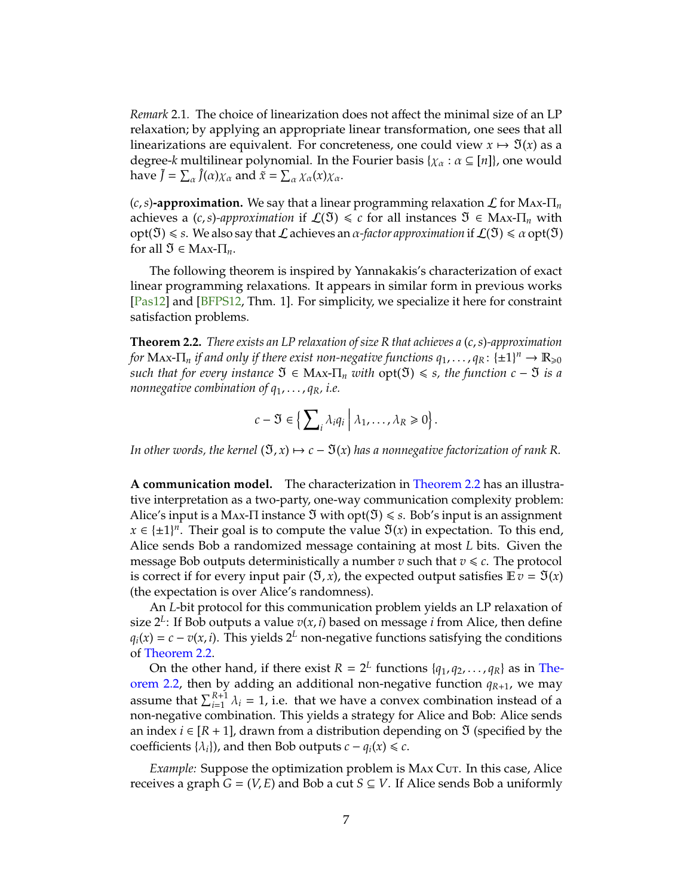*Remark* 2.1. The choice of linearization does not affect the minimal size of an LP relaxation; by applying an appropriate linear transformation, one sees that all linearizations are equivalent. For concreteness, one could view $x \mapsto \mathfrak{I}(x)$ as a degree-$k$ multilinear polynomial. In the Fourier basis $\{\chi_\alpha : \alpha \subseteq [n]\}$, one would have $\tilde{J} = \sum_\alpha \hat{J}(\alpha)\chi_\alpha$ and $\tilde{x} = \sum_\alpha \chi_\alpha(x)\chi_\alpha$.

**$(c, s)$-approximation.** We say that a linear programming relaxation $\mathcal{L}$ for $\text{Max-}\Pi_n$ achieves a *$(c, s)$-approximation* if $\mathcal{L}(\mathfrak{I}) \leqslant c$ for all instances $\mathfrak{I} \in \text{Max-}\Pi_n$ with $\text{opt}(\mathfrak{I}) \leqslant s$. We also say that $\mathcal{L}$ achieves an *$\alpha$-factor approximation* if $\mathcal{L}(\mathfrak{I}) \leqslant \alpha \, \text{opt}(\mathfrak{I})$ for all $\mathfrak{I} \in \text{Max-}\Pi_n$.

The following theorem is inspired by Yannakakis's characterization of exact linear programming relaxations. It appears in similar form in previous works [Pas12] and [BFPS12, Thm. 1]. For simplicity, we specialize it here for constraint satisfaction problems.

**Theorem 2.2.** *There exists an LP relaxation of size $R$ that achieves a $(c, s)$-approximation for $\text{Max-}\Pi_n$ if and only if there exist non-negative functions $q_1, \ldots, q_R : \{\pm 1\}^n \to \mathbb{R}_{\geqslant 0}$ such that for every instance $\mathfrak{I} \in \text{Max-}\Pi_n$ with $\text{opt}(\mathfrak{I}) \leqslant s$, the function $c - \mathfrak{I}$ is a nonnegative combination of $q_1, \ldots, q_R$, i.e.*

$$c - \mathfrak{I} \in \Big\{ \sum\nolimits_i \lambda_i q_i \;\Big|\; \lambda_1, \ldots, \lambda_R \geqslant 0 \Big\}.$$

*In other words, the kernel $(\mathfrak{I}, x) \mapsto c - \mathfrak{I}(x)$ has a nonnegative factorization of rank $R$.*

**A communication model.** The characterization in Theorem 2.2 has an illustrative interpretation as a two-party, one-way communication complexity problem: Alice's input is a $\text{Max-}\Pi$ instance $\mathfrak{I}$ with $\text{opt}(\mathfrak{I}) \leqslant s$. Bob's input is an assignment $x \in \{\pm 1\}^n$. Their goal is to compute the value $\mathfrak{I}(x)$ in expectation. To this end, Alice sends Bob a randomized message containing at most $L$ bits. Given the message Bob outputs deterministically a number $v$ such that $v \leqslant c$. The protocol is correct if for every input pair $(\mathfrak{I}, x)$, the expected output satisfies $\mathbb{E}\, v = \mathfrak{I}(x)$ (the expectation is over Alice's randomness).

An $L$-bit protocol for this communication problem yields an LP relaxation of size $2^L$: If Bob outputs a value $v(x, i)$ based on message $i$ from Alice, then define $q_i(x) = c - v(x, i)$. This yields $2^L$ non-negative functions satisfying the conditions of Theorem 2.2.

On the other hand, if there exist $R = 2^L$ functions $\{q_1, q_2, \ldots, q_R\}$ as in Theorem 2.2, then by adding an additional non-negative function $q_{R+1}$, we may assume that $\sum_{i=1}^{R+1} \lambda_i = 1$, i.e. that we have a convex combination instead of a non-negative combination. This yields a strategy for Alice and Bob: Alice sends an index $i \in [R + 1]$, drawn from a distribution depending on $\mathfrak{I}$ (specified by the coefficients $\{\lambda_i\}$), and then Bob outputs $c - q_i(x) \leqslant c$.

*Example:* Suppose the optimization problem is Max Cut. In this case, Alice receives a graph $G = (V, E)$ and Bob a cut $S \subseteq V$. If Alice sends Bob a uniformly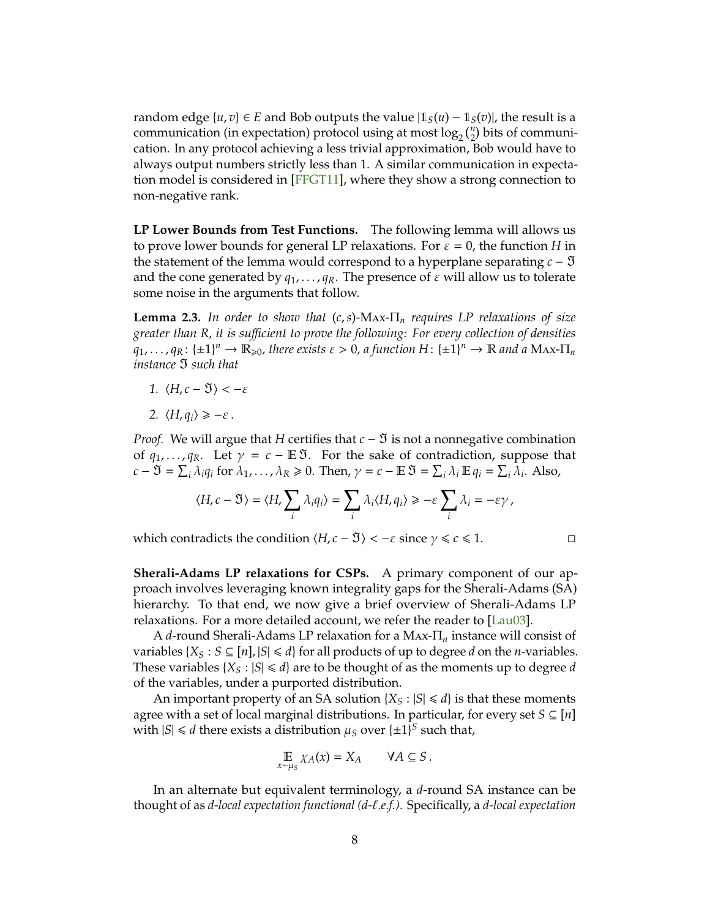random edge $\{u, v\} \in E$ and Bob outputs the value $|\mathbb{1}_S(u) - \mathbb{1}_S(v)|$, the result is a communication (in expectation) protocol using at most $\log_2 \binom{n}{2}$ bits of communication. In any protocol achieving a less trivial approximation, Bob would have to always output numbers strictly less than 1. A similar communication in expectation model is considered in [FFGT11], where they show a strong connection to non-negative rank.

**LP Lower Bounds from Test Functions.** The following lemma will allows us to prove lower bounds for general LP relaxations. For $\varepsilon = 0$, the function $H$ in the statement of the lemma would correspond to a hyperplane separating $c - \mathfrak{I}$ and the cone generated by $q_1, \ldots, q_R$. The presence of $\varepsilon$ will allow us to tolerate some noise in the arguments that follow.

**Lemma 2.3.** *In order to show that $(c, s)$-Max-$\Pi_n$ requires LP relaxations of size greater than $R$, it is sufficient to prove the following: For every collection of densities $q_1, \ldots, q_R \colon \{\pm 1\}^n \to \mathbb{R}_{\geqslant 0}$, there exists $\varepsilon > 0$, a function $H \colon \{\pm 1\}^n \to \mathbb{R}$ and a Max-$\Pi_n$ instance $\mathfrak{I}$ such that*

1. $\langle H, c - \mathfrak{I} \rangle < -\varepsilon$
2. $\langle H, q_i \rangle \geqslant -\varepsilon$ .

*Proof.* We will argue that $H$ certifies that $c - \mathfrak{I}$ is not a nonnegative combination of $q_1, \ldots, q_R$. Let $\gamma = c - \mathbb{E}\,\mathfrak{I}$. For the sake of contradiction, suppose that $c - \mathfrak{I} = \sum_i \lambda_i q_i$ for $\lambda_1, \ldots, \lambda_R \geqslant 0$. Then, $\gamma = c - \mathbb{E}\,\mathfrak{I} = \sum_i \lambda_i \mathbb{E}\, q_i = \sum_i \lambda_i$. Also,

$$\langle H, c - \mathfrak{I} \rangle = \langle H, \sum_i \lambda_i q_i \rangle = \sum_i \lambda_i \langle H, q_i \rangle \geqslant -\varepsilon \sum_i \lambda_i = -\varepsilon \gamma \,,$$

which contradicts the condition $\langle H, c - \mathfrak{I} \rangle < -\varepsilon$ since $\gamma \leqslant c \leqslant 1$. □

**Sherali-Adams LP relaxations for CSPs.** A primary component of our approach involves leveraging known integrality gaps for the Sherali-Adams (SA) hierarchy. To that end, we now give a brief overview of Sherali-Adams LP relaxations. For a more detailed account, we refer the reader to [Lau03].

A $d$-round Sherali-Adams LP relaxation for a Max-$\Pi_n$ instance will consist of variables $\{X_S : S \subseteq [n], |S| \leqslant d\}$ for all products of up to degree $d$ on the $n$-variables. These variables $\{X_S : |S| \leqslant d\}$ are to be thought of as the moments up to degree $d$ of the variables, under a purported distribution.

An important property of an SA solution $\{X_S : |S| \leqslant d\}$ is that these moments agree with a set of local marginal distributions. In particular, for every set $S \subseteq [n]$ with $|S| \leqslant d$ there exists a distribution $\mu_S$ over $\{\pm 1\}^S$ such that,

$$\mathop{\mathbb{E}}_{x \sim \mu_S} \chi_A(x) = X_A \qquad \forall A \subseteq S \,.$$

In an alternate but equivalent terminology, a $d$-round SA instance can be thought of as *$d$-local expectation functional ($d$-$\ell$.e.f.)*. Specifically, a *$d$-local expectation*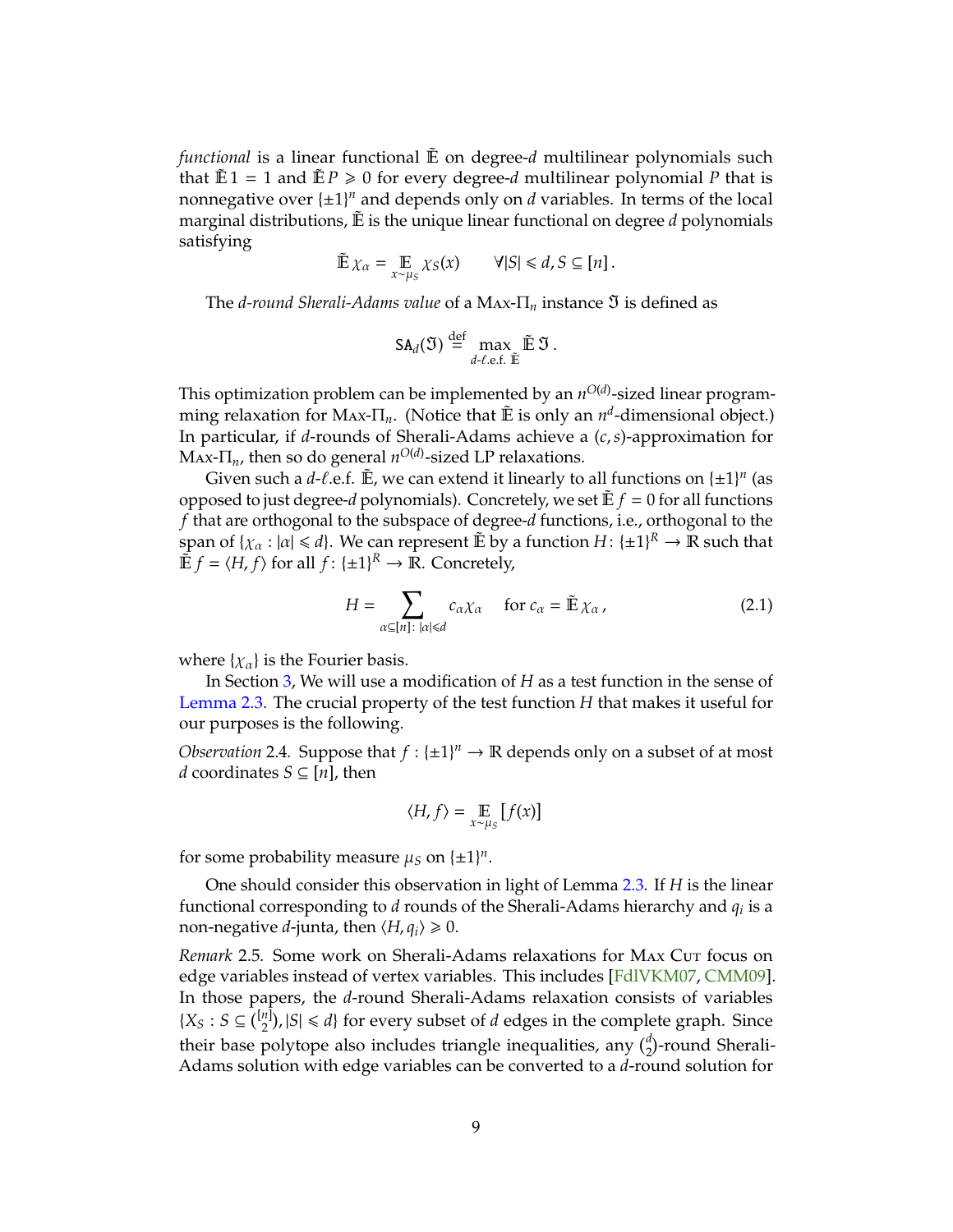*functional* is a linear functional $\tilde{\mathbb{E}}$ on degree-$d$ multilinear polynomials such that $\tilde{\mathbb{E}}\, 1 = 1$ and $\tilde{\mathbb{E}}\, P \geqslant 0$ for every degree-$d$ multilinear polynomial $P$ that is nonnegative over $\{\pm 1\}^n$ and depends only on $d$ variables. In terms of the local marginal distributions, $\tilde{\mathbb{E}}$ is the unique linear functional on degree $d$ polynomials satisfying

$$\tilde{\mathbb{E}}\, \chi_\alpha = \mathop{\mathbb{E}}_{x \sim \mu_S} \chi_S(x) \qquad \forall |S| \leqslant d, S \subseteq [n]\,.$$

The *d-round Sherali-Adams value* of a Max-$\Pi_n$ instance $\mathfrak{I}$ is defined as

$$\mathsf{SA}_d(\mathfrak{I}) \stackrel{\text{def}}{=} \max_{d\text{-}\ell.\text{e.f. } \tilde{\mathbb{E}}} \tilde{\mathbb{E}}\, \mathfrak{I}\,.$$

This optimization problem can be implemented by an $n^{O(d)}$-sized linear programming relaxation for Max-$\Pi_n$. (Notice that $\tilde{\mathbb{E}}$ is only an $n^d$-dimensional object.) In particular, if $d$-rounds of Sherali-Adams achieve a $(c,s)$-approximation for Max-$\Pi_n$, then so do general $n^{O(d)}$-sized LP relaxations.

Given such a $d$-$\ell$.e.f. $\tilde{\mathbb{E}}$, we can extend it linearly to all functions on $\{\pm 1\}^n$ (as opposed to just degree-$d$ polynomials). Concretely, we set $\tilde{\mathbb{E}}\, f = 0$ for all functions $f$ that are orthogonal to the subspace of degree-$d$ functions, i.e., orthogonal to the span of $\{\chi_\alpha : |\alpha| \leqslant d\}$. We can represent $\tilde{\mathbb{E}}$ by a function $H\colon \{\pm 1\}^R \to \mathbb{R}$ such that $\tilde{\mathbb{E}}\, f = \langle H, f\rangle$ for all $f\colon \{\pm 1\}^R \to \mathbb{R}$. Concretely,

$$H = \sum_{\alpha \subseteq [n]\colon |\alpha| \leqslant d} c_\alpha \chi_\alpha \quad \text{ for } c_\alpha = \tilde{\mathbb{E}}\, \chi_\alpha\,, \tag{2.1}$$

where $\{\chi_\alpha\}$ is the Fourier basis.

In Section 3, We will use a modification of $H$ as a test function in the sense of Lemma 2.3. The crucial property of the test function $H$ that makes it useful for our purposes is the following.

*Observation* 2.4. Suppose that $f : \{\pm 1\}^n \to \mathbb{R}$ depends only on a subset of at most $d$ coordinates $S \subseteq [n]$, then

$$\langle H, f\rangle = \mathop{\mathbb{E}}_{x \sim \mu_S} \left[ f(x) \right]$$

for some probability measure $\mu_S$ on $\{\pm 1\}^n$.

One should consider this observation in light of Lemma 2.3. If $H$ is the linear functional corresponding to $d$ rounds of the Sherali-Adams hierarchy and $q_i$ is a non-negative $d$-junta, then $\langle H, q_i \rangle \geqslant 0$.

*Remark* 2.5. Some work on Sherali-Adams relaxations for Max Cut focus on edge variables instead of vertex variables. This includes [FdlVKM07, CMM09]. In those papers, the $d$-round Sherali-Adams relaxation consists of variables $\{X_S : S \subseteq \binom{[n]}{2}, |S| \leqslant d\}$ for every subset of $d$ edges in the complete graph. Since their base polytope also includes triangle inequalities, any $\binom{d}{2}$-round Sherali-Adams solution with edge variables can be converted to a $d$-round solution for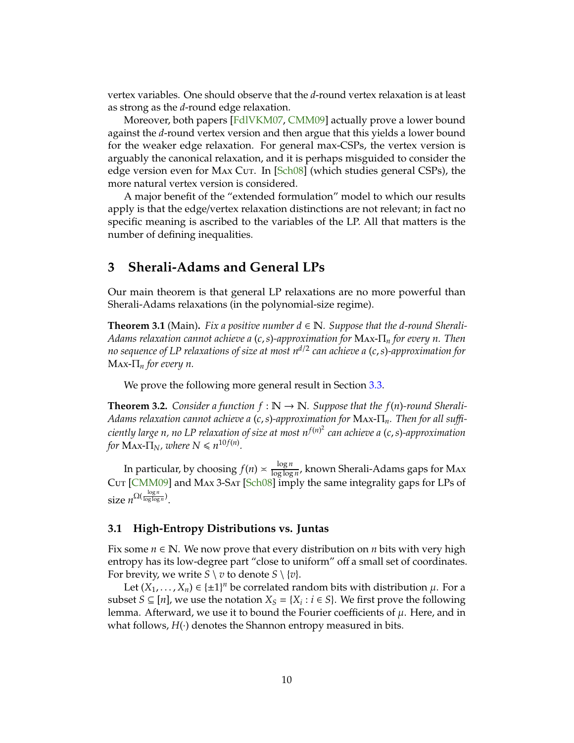vertex variables. One should observe that the $d$-round vertex relaxation is at least as strong as the $d$-round edge relaxation.

Moreover, both papers [FdlVKM07, CMM09] actually prove a lower bound against the $d$-round vertex version and then argue that this yields a lower bound for the weaker edge relaxation. For general max-CSPs, the vertex version is arguably the canonical relaxation, and it is perhaps misguided to consider the edge version even for Max Cut. In [Sch08] (which studies general CSPs), the more natural vertex version is considered.

A major benefit of the "extended formulation" model to which our results apply is that the edge/vertex relaxation distinctions are not relevant; in fact no specific meaning is ascribed to the variables of the LP. All that matters is the number of defining inequalities.

# 3 Sherali-Adams and General LPs

Our main theorem is that general LP relaxations are no more powerful than Sherali-Adams relaxations (in the polynomial-size regime).

**Theorem 3.1** (Main). *Fix a positive number $d \in \mathbb{N}$. Suppose that the $d$-round Sherali-Adams relaxation cannot achieve a $(c, s)$-approximation for* Max-$\Pi_n$ *for every $n$. Then no sequence of LP relaxations of size at most $n^{d/2}$ can achieve a $(c, s)$-approximation for* Max-$\Pi_n$ *for every $n$.*

We prove the following more general result in Section 3.3.

**Theorem 3.2.** *Consider a function $f : \mathbb{N} \to \mathbb{N}$. Suppose that the $f(n)$-round Sherali-Adams relaxation cannot achieve a $(c, s)$-approximation for* Max-$\Pi_n$*. Then for all sufficiently large $n$, no LP relaxation of size at most $n^{f(n)^2}$ can achieve a $(c, s)$-approximation for* Max-$\Pi_N$*, where $N \leqslant n^{10 f(n)}$.*

In particular, by choosing $f(n) \asymp \frac{\log n}{\log \log n}$, known Sherali-Adams gaps for Max Cut [CMM09] and Max 3-Sat [Sch08] imply the same integrality gaps for LPs of size $n^{\Omega(\frac{\log n}{\log \log n})}$.

## 3.1 High-Entropy Distributions vs. Juntas

Fix some $n \in \mathbb{N}$. We now prove that every distribution on $n$ bits with very high entropy has its low-degree part "close to uniform" off a small set of coordinates. For brevity, we write $S \setminus v$ to denote $S \setminus \{v\}$.

Let $(X_1, \ldots, X_n) \in \{\pm 1\}^n$ be correlated random bits with distribution $\mu$. For a subset $S \subseteq [n]$, we use the notation $X_S = \{X_i : i \in S\}$. We first prove the following lemma. Afterward, we use it to bound the Fourier coefficients of $\mu$. Here, and in what follows, $H(\cdot)$ denotes the Shannon entropy measured in bits.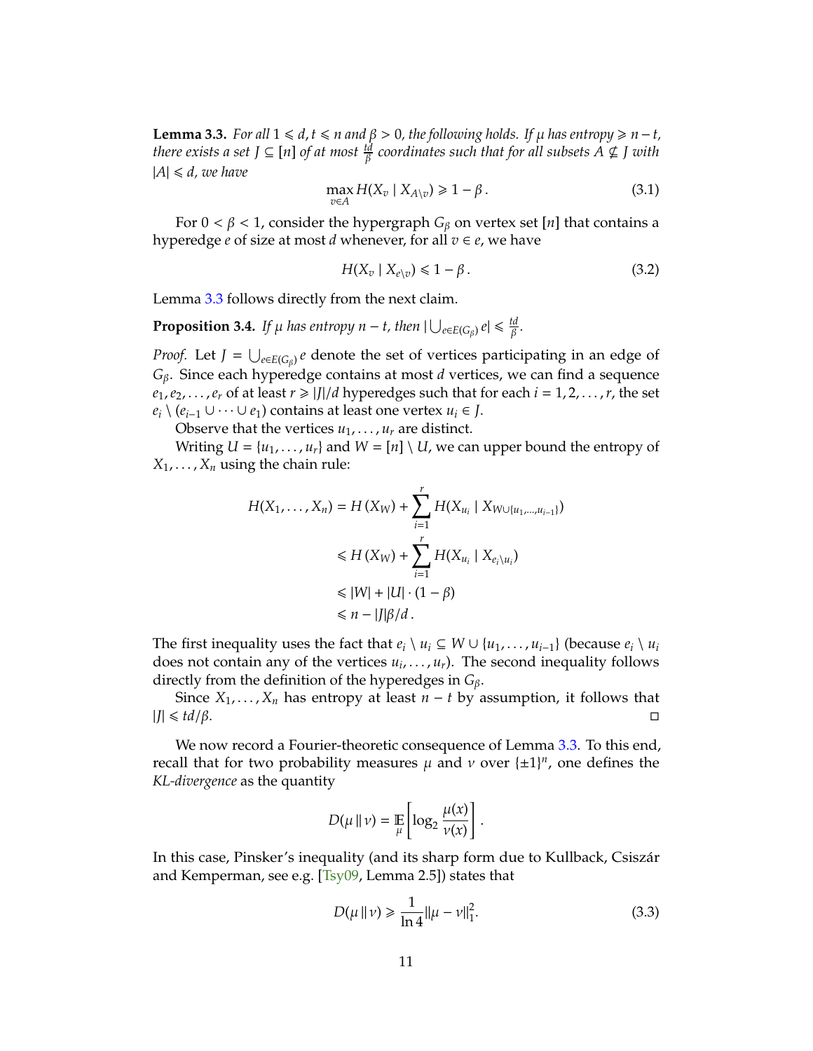**Lemma 3.3.** *For all $1 \leqslant d, t \leqslant n$ and $\beta > 0$, the following holds. If $\mu$ has entropy $\geqslant n - t$, there exists a set $J \subseteq [n]$ of at most $\frac{td}{\beta}$ coordinates such that for all subsets $A \nsubseteq J$ with $|A| \leqslant d$, we have*

$$\max_{v \in A} H(X_v \mid X_{A \setminus v}) \geqslant 1 - \beta\,. \tag{3.1}$$

For $0 < \beta < 1$, consider the hypergraph $G_\beta$ on vertex set $[n]$ that contains a hyperedge $e$ of size at most $d$ whenever, for all $v \in e$, we have

$$H(X_v \mid X_{e \setminus v}) \leqslant 1 - \beta\,. \tag{3.2}$$

Lemma 3.3 follows directly from the next claim.

**Proposition 3.4.** *If $\mu$ has entropy $n - t$, then $|\bigcup_{e \in E(G_\beta)} e| \leqslant \frac{td}{\beta}$.*

*Proof.* Let $J = \bigcup_{e \in E(G_\beta)} e$ denote the set of vertices participating in an edge of $G_\beta$. Since each hyperedge contains at most $d$ vertices, we can find a sequence $e_1, e_2, \ldots, e_r$ of at least $r \geqslant |J|/d$ hyperedges such that for each $i = 1, 2, \ldots, r$, the set $e_i \setminus (e_{i-1} \cup \cdots \cup e_1)$ contains at least one vertex $u_i \in J$.

Observe that the vertices $u_1, \ldots, u_r$ are distinct.

Writing $U = \{u_1, \ldots, u_r\}$ and $W = [n] \setminus U$, we can upper bound the entropy of $X_1, \ldots, X_n$ using the chain rule:

$$\begin{aligned}
H(X_1, \ldots, X_n) &= H(X_W) + \sum_{i=1}^{r} H(X_{u_i} \mid X_{W \cup \{u_1, \ldots, u_{i-1}\}}) \\
&\leqslant H(X_W) + \sum_{i=1}^{r} H(X_{u_i} \mid X_{e_i \setminus u_i}) \\
&\leqslant |W| + |U| \cdot (1 - \beta) \\
&\leqslant n - |J|\beta/d\,.
\end{aligned}$$

The first inequality uses the fact that $e_i \setminus u_i \subseteq W \cup \{u_1, \ldots, u_{i-1}\}$ (because $e_i \setminus u_i$ does not contain any of the vertices $u_i, \ldots, u_r$). The second inequality follows directly from the definition of the hyperedges in $G_\beta$.

Since $X_1, \ldots, X_n$ has entropy at least $n - t$ by assumption, it follows that $|J| \leqslant td/\beta$. ∎

We now record a Fourier-theoretic consequence of Lemma 3.3. To this end, recall that for two probability measures $\mu$ and $\nu$ over $\{\pm 1\}^n$, one defines the *KL-divergence* as the quantity

$$D(\mu \,\|\, \nu) = \mathop{\mathbb{E}}_{\mu}\left[\log_2 \frac{\mu(x)}{\nu(x)}\right].$$

In this case, Pinsker's inequality (and its sharp form due to Kullback, Csiszár and Kemperman, see e.g. [Tsy09, Lemma 2.5]) states that

$$D(\mu \,\|\, \nu) \geqslant \frac{1}{\ln 4} \|\mu - \nu\|_1^2. \tag{3.3}$$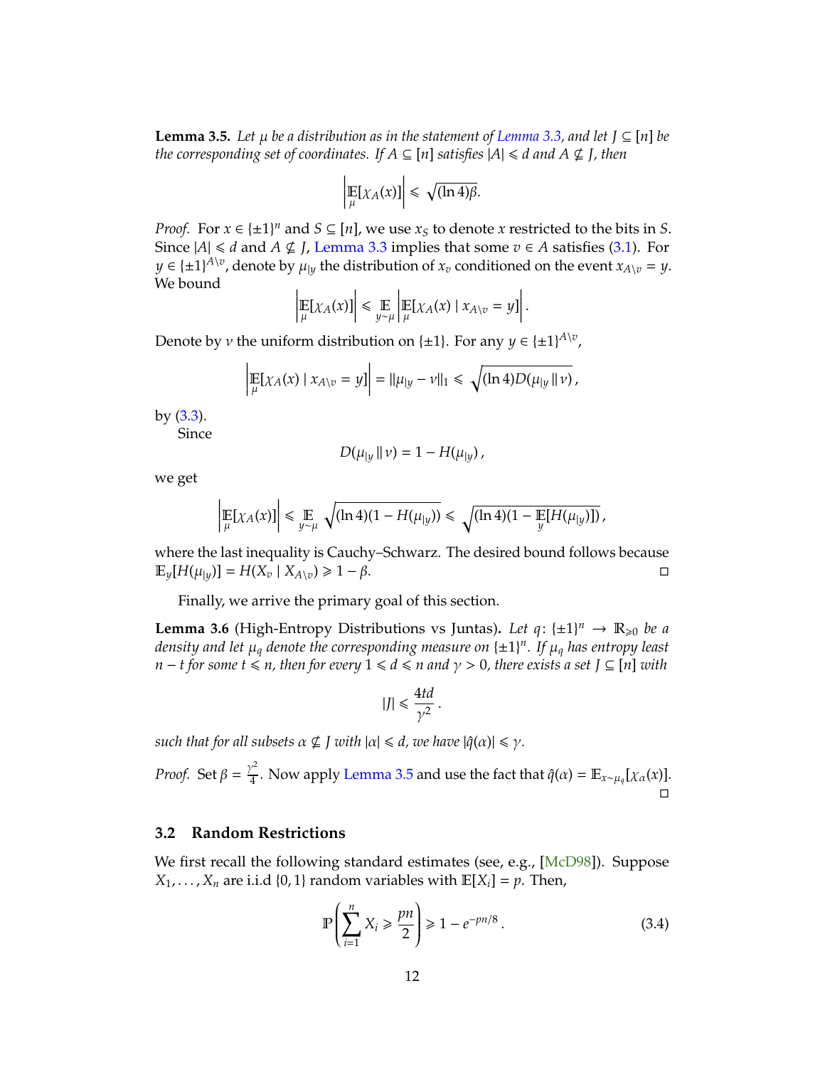**Lemma 3.5.** *Let $\mu$ be a distribution as in the statement of Lemma 3.3, and let $J \subseteq [n]$ be the corresponding set of coordinates. If $A \subseteq [n]$ satisfies $|A| \leqslant d$ and $A \not\subseteq J$, then*

$$\left| \mathop{\mathbb{E}}_{\mu}[\chi_A(x)] \right| \leqslant \sqrt{(\ln 4)\beta}.$$

*Proof.* For $x \in \{\pm 1\}^n$ and $S \subseteq [n]$, we use $x_S$ to denote $x$ restricted to the bits in $S$. Since $|A| \leqslant d$ and $A \not\subseteq J$, Lemma 3.3 implies that some $v \in A$ satisfies (3.1). For $y \in \{\pm 1\}^{A \setminus v}$, denote by $\mu_{|y}$ the distribution of $x_v$ conditioned on the event $x_{A\setminus v} = y$. We bound

$$\left| \mathop{\mathbb{E}}_{\mu}[\chi_A(x)] \right| \leqslant \mathop{\mathbb{E}}_{y \sim \mu} \left| \mathop{\mathbb{E}}_{\mu}[\chi_A(x) \mid x_{A \setminus v} = y] \right|.$$

Denote by $\nu$ the uniform distribution on $\{\pm 1\}$. For any $y \in \{\pm 1\}^{A\setminus v}$,

$$\left| \mathop{\mathbb{E}}_{\mu}[\chi_A(x) \mid x_{A\setminus v} = y] \right| = \|\mu_{|y} - \nu\|_1 \leqslant \sqrt{(\ln 4) D(\mu_{|y} \,\|\, \nu)}\,,$$

by (3.3).

Since

$$D(\mu_{|y} \,\|\, \nu) = 1 - H(\mu_{|y})\,,$$

we get

$$\left| \mathop{\mathbb{E}}_{\mu}[\chi_A(x)] \right| \leqslant \mathop{\mathbb{E}}_{y\sim\mu} \sqrt{(\ln 4)(1 - H(\mu_{|y}))} \leqslant \sqrt{(\ln 4)(1 - \mathop{\mathbb{E}}_{y}[H(\mu_{|y})])}\,,$$

where the last inequality is Cauchy–Schwarz. The desired bound follows because $\mathbb{E}_y[H(\mu_{|y})] = H(X_v \mid X_{A\setminus v}) \geqslant 1 - \beta$. □

Finally, we arrive the primary goal of this section.

**Lemma 3.6** (High-Entropy Distributions vs Juntas)**.** *Let $q\colon \{\pm 1\}^n \to \mathbb{R}_{\geqslant 0}$ be a density and let $\mu_q$ denote the corresponding measure on $\{\pm 1\}^n$. If $\mu_q$ has entropy least $n - t$ for some $t \leqslant n$, then for every $1 \leqslant d \leqslant n$ and $\gamma > 0$, there exists a set $J \subseteq [n]$ with*

$$|J| \leqslant \frac{4td}{\gamma^2}\,.$$

*such that for all subsets $\alpha \not\subseteq J$ with $|\alpha| \leqslant d$, we have $|\hat{q}(\alpha)| \leqslant \gamma$.*

*Proof.* Set $\beta = \frac{\gamma^2}{4}$. Now apply Lemma 3.5 and use the fact that $\hat{q}(\alpha) = \mathbb{E}_{x\sim\mu_q}[\chi_\alpha(x)]$. □

### 3.2 Random Restrictions

We first recall the following standard estimates (see, e.g., [McD98]). Suppose $X_1, \ldots, X_n$ are i.i.d $\{0,1\}$ random variables with $\mathbb{E}[X_i] = p$. Then,

$$\mathbb{P}\left( \sum_{i=1}^{n} X_i \geqslant \frac{pn}{2} \right) \geqslant 1 - e^{-pn/8}\,. \tag{3.4}$$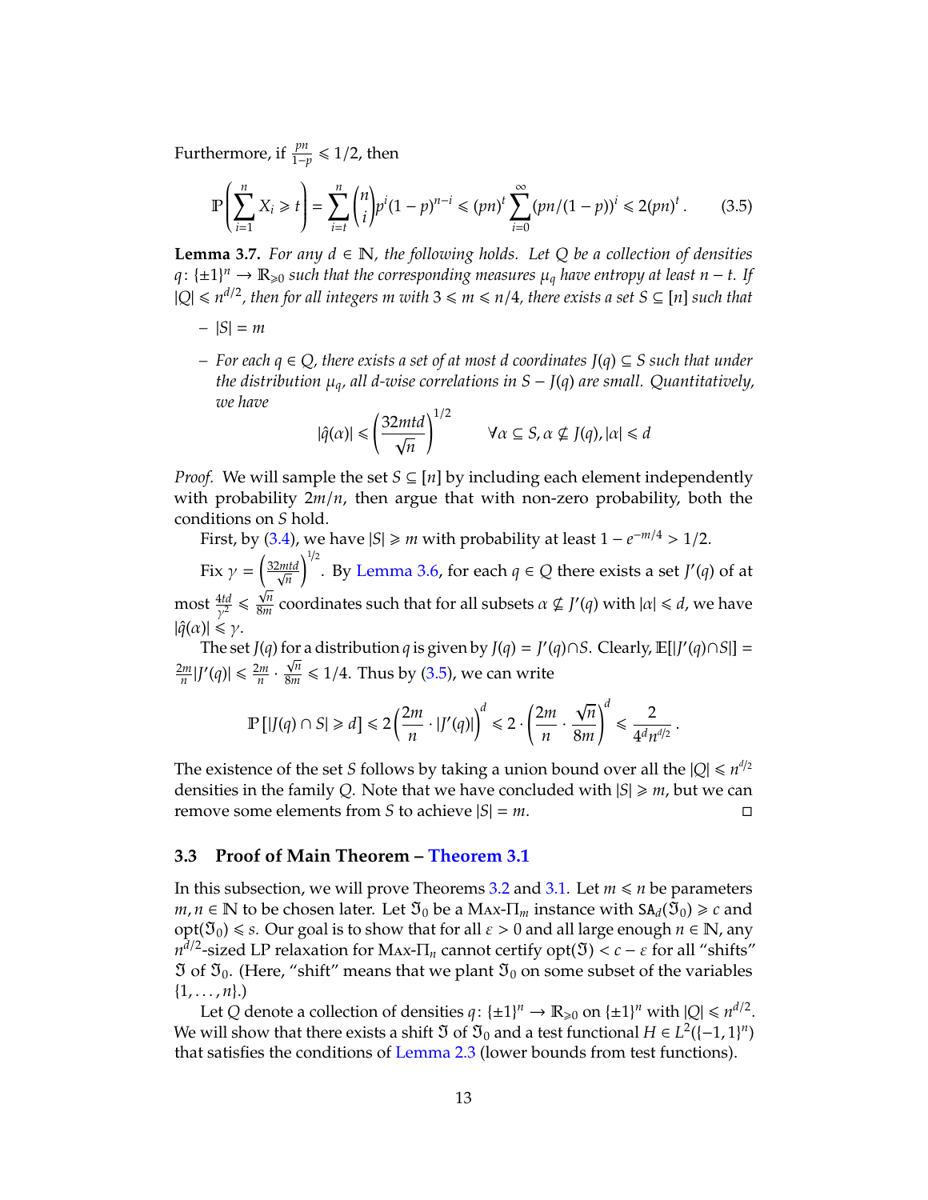Furthermore, if $\frac{pn}{1-p} \leqslant 1/2$, then

$$\mathbb{P}\left(\sum_{i=1}^{n} X_i \geqslant t\right) = \sum_{i=t}^{n} \binom{n}{i} p^i (1-p)^{n-i} \leqslant (pn)^t \sum_{i=0}^{\infty} (pn/(1-p))^i \leqslant 2(pn)^t . \tag{3.5}$$

**Lemma 3.7.** *For any $d \in \mathbb{N}$, the following holds. Let $Q$ be a collection of densities $q \colon \{\pm 1\}^n \to \mathbb{R}_{\geqslant 0}$ such that the corresponding measures $\mu_q$ have entropy at least $n - t$. If $|Q| \leqslant n^{d/2}$, then for all integers $m$ with $3 \leqslant m \leqslant n/4$, there exists a set $S \subseteq [n]$ such that*

- *$|S| = m$*
- *For each $q \in Q$, there exists a set of at most $d$ coordinates $J(q) \subseteq S$ such that under the distribution $\mu_q$, all $d$-wise correlations in $S - J(q)$ are small. Quantitatively, we have*

$$|\hat{q}(\alpha)| \leqslant \left(\frac{32mtd}{\sqrt{n}}\right)^{1/2} \qquad \forall \alpha \subseteq S, \alpha \nsubseteq J(q), |\alpha| \leqslant d$$

*Proof.* We will sample the set $S \subseteq [n]$ by including each element independently with probability $2m/n$, then argue that with non-zero probability, both the conditions on $S$ hold.

First, by (3.4), we have $|S| \geqslant m$ with probability at least $1 - e^{-m/4} > 1/2$.

Fix $\gamma = \left(\frac{32mtd}{\sqrt{n}}\right)^{1/2}$. By Lemma 3.6, for each $q \in Q$ there exists a set $J'(q)$ of at most $\frac{4td}{\gamma^2} \leqslant \frac{\sqrt{n}}{8m}$ coordinates such that for all subsets $\alpha \nsubseteq J'(q)$ with $|\alpha| \leqslant d$, we have $|\hat{q}(\alpha)| \leqslant \gamma$.

The set $J(q)$ for a distribution $q$ is given by $J(q) = J'(q) \cap S$. Clearly, $\mathbb{E}[|J'(q) \cap S|] = \frac{2m}{n}|J'(q)| \leqslant \frac{2m}{n} \cdot \frac{\sqrt{n}}{8m} \leqslant 1/4$. Thus by (3.5), we can write

$$\mathbb{P}\left[|J(q) \cap S| \geqslant d\right] \leqslant 2\left(\frac{2m}{n} \cdot |J'(q)|\right)^d \leqslant 2 \cdot \left(\frac{2m}{n} \cdot \frac{\sqrt{n}}{8m}\right)^d \leqslant \frac{2}{4^d n^{d/2}} .$$

The existence of the set $S$ follows by taking a union bound over all the $|Q| \leqslant n^{d/2}$ densities in the family $Q$. Note that we have concluded with $|S| \geqslant m$, but we can remove some elements from $S$ to achieve $|S| = m$. $\square$

### 3.3 Proof of Main Theorem – Theorem 3.1

In this subsection, we will prove Theorems 3.2 and 3.1. Let $m \leqslant n$ be parameters $m, n \in \mathbb{N}$ to be chosen later. Let $\mathfrak{I}_0$ be a Max-$\Pi_m$ instance with $\mathtt{SA}_d(\mathfrak{I}_0) \geqslant c$ and $\mathrm{opt}(\mathfrak{I}_0) \leqslant s$. Our goal is to show that for all $\varepsilon > 0$ and all large enough $n \in \mathbb{N}$, any $n^{d/2}$-sized LP relaxation for Max-$\Pi_n$ cannot certify $\mathrm{opt}(\mathfrak{I}) < c - \varepsilon$ for all "shifts" $\mathfrak{I}$ of $\mathfrak{I}_0$. (Here, "shift" means that we plant $\mathfrak{I}_0$ on some subset of the variables $\{1, \ldots, n\}$.)

Let $Q$ denote a collection of densities $q \colon \{\pm 1\}^n \to \mathbb{R}_{\geqslant 0}$ on $\{\pm 1\}^n$ with $|Q| \leqslant n^{d/2}$. We will show that there exists a shift $\mathfrak{I}$ of $\mathfrak{I}_0$ and a test functional $H \in L^2(\{-1,1\}^n)$ that satisfies the conditions of Lemma 2.3 (lower bounds from test functions).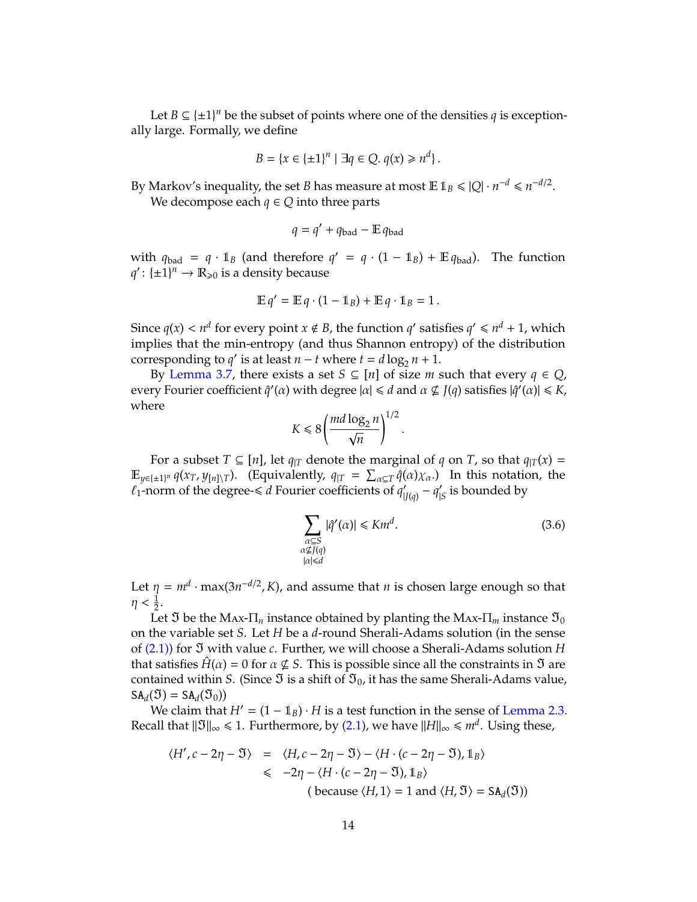Let $B \subseteq \{\pm 1\}^n$ be the subset of points where one of the densities $q$ is exceptionally large. Formally, we define

$$B = \{x \in \{\pm 1\}^n \mid \exists q \in Q.\ q(x) \geqslant n^d\}\,.$$

By Markov's inequality, the set $B$ has measure at most $\mathbb{E}\,\mathbb{1}_B \leqslant |Q| \cdot n^{-d} \leqslant n^{-d/2}$.

We decompose each $q \in Q$ into three parts

$$q = q' + q_{\text{bad}} - \mathbb{E}\,q_{\text{bad}}$$

with $q_{\text{bad}} = q \cdot \mathbb{1}_B$ (and therefore $q' = q \cdot (1 - \mathbb{1}_B) + \mathbb{E}\,q_{\text{bad}}$). The function $q' \colon \{\pm 1\}^n \to \mathbb{R}_{\geqslant 0}$ is a density because

$$\mathbb{E}\,q' = \mathbb{E}\,q \cdot (1 - \mathbb{1}_B) + \mathbb{E}\,q \cdot \mathbb{1}_B = 1\,.$$

Since $q(x) < n^d$ for every point $x \notin B$, the function $q'$ satisfies $q' \leqslant n^d + 1$, which implies that the min-entropy (and thus Shannon entropy) of the distribution corresponding to $q'$ is at least $n - t$ where $t = d \log_2 n + 1$.

By Lemma 3.7, there exists a set $S \subseteq [n]$ of size $m$ such that every $q \in Q$, every Fourier coefficient $\hat{q}'(\alpha)$ with degree $|\alpha| \leqslant d$ and $\alpha \not\subseteq J(q)$ satisfies $|\hat{q}'(\alpha)| \leqslant K$, where

$$K \leqslant 8\left(\frac{md \log_2 n}{\sqrt{n}}\right)^{1/2}\,.$$

For a subset $T \subseteq [n]$, let $q_{|T}$ denote the marginal of $q$ on $T$, so that $q_{|T}(x) = \mathbb{E}_{y \in \{\pm 1\}^n}\, q(x_T, y_{[n] \setminus T})$. (Equivalently, $q_{|T} = \sum_{\alpha \subseteq T} \hat{q}(\alpha)\chi_\alpha$.) In this notation, the $\ell_1$-norm of the degree-$\leqslant d$ Fourier coefficients of $q'_{|J(q)} - q'_{|S}$ is bounded by

$$\sum_{\substack{\alpha \subseteq S \\ \alpha \not\subseteq J(q) \\ |\alpha| \leqslant d}} |\hat{q}'(\alpha)| \leqslant K m^d. \tag{3.6}$$

Let $\eta = m^d \cdot \max(3n^{-d/2}, K)$, and assume that $n$ is chosen large enough so that $\eta < \frac{1}{2}$.

Let $\mathfrak{I}$ be the Max-$\Pi_n$ instance obtained by planting the Max-$\Pi_m$ instance $\mathfrak{I}_0$ on the variable set $S$. Let $H$ be a $d$-round Sherali-Adams solution (in the sense of (2.1)) for $\mathfrak{I}$ with value $c$. Further, we will choose a Sherali-Adams solution $H$ that satisfies $\hat{H}(\alpha) = 0$ for $\alpha \not\subseteq S$. This is possible since all the constraints in $\mathfrak{I}$ are contained within $S$. (Since $\mathfrak{I}$ is a shift of $\mathfrak{I}_0$, it has the same Sherali-Adams value, $\mathtt{SA}_d(\mathfrak{I}) = \mathtt{SA}_d(\mathfrak{I}_0)$)

We claim that $H' = (1 - \mathbb{1}_B) \cdot H$ is a test function in the sense of Lemma 2.3. Recall that $\|\mathfrak{I}\|_\infty \leqslant 1$. Furthermore, by (2.1), we have $\|H\|_\infty \leqslant m^d$. Using these,

$$\begin{aligned}
\langle H', c - 2\eta - \mathfrak{I} \rangle &= \langle H, c - 2\eta - \mathfrak{I} \rangle - \langle H \cdot (c - 2\eta - \mathfrak{I}), \mathbb{1}_B \rangle \\
&\leqslant -2\eta - \langle H \cdot (c - 2\eta - \mathfrak{I}), \mathbb{1}_B \rangle \\
&\qquad\qquad (\text{ because } \langle H, 1 \rangle = 1 \text{ and } \langle H, \mathfrak{I} \rangle = \mathtt{SA}_d(\mathfrak{I}))
\end{aligned}$$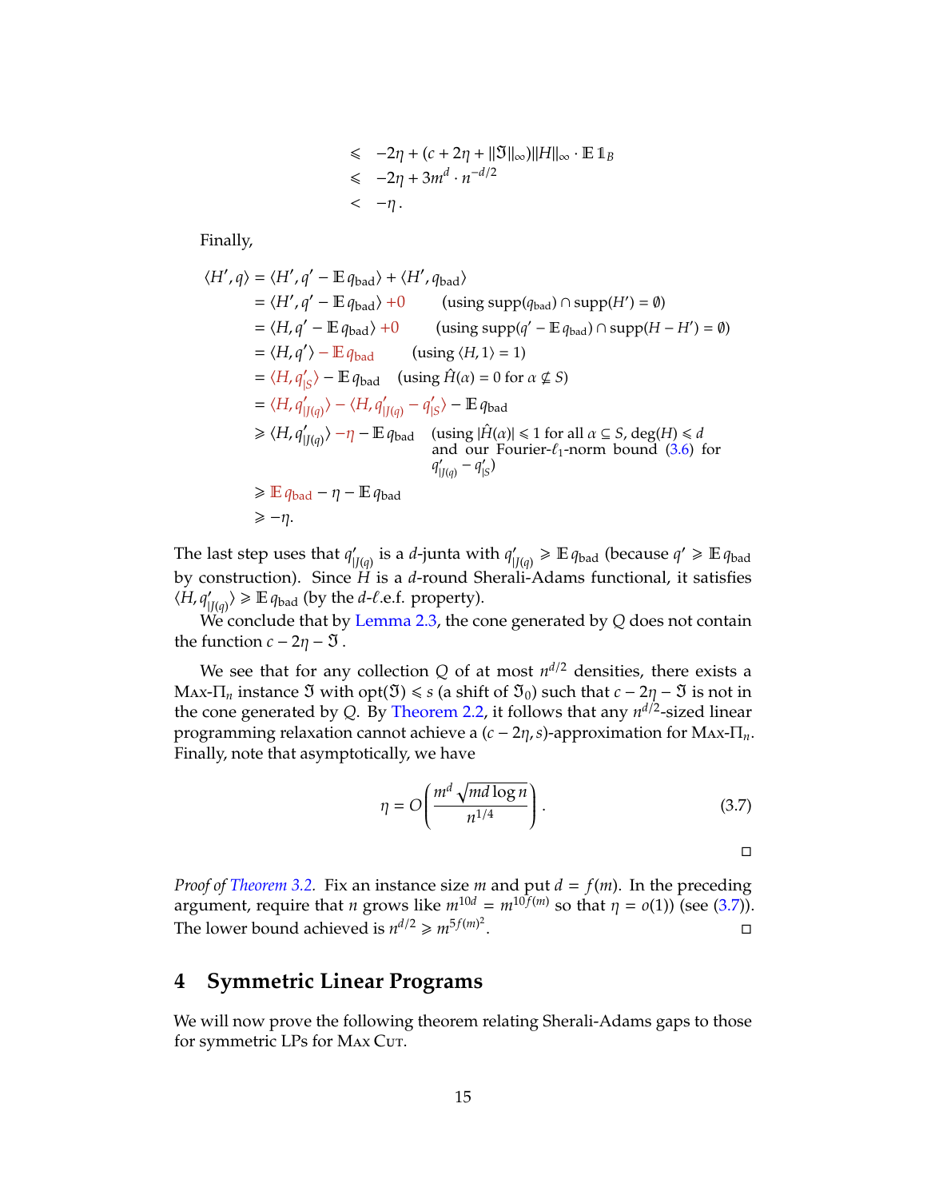$$
\begin{aligned}
&\leqslant \; -2\eta + (c + 2\eta + \|\mathfrak{I}\|_\infty)\|H\|_\infty \cdot \mathbb{E}\,\mathbb{1}_B \\
&\leqslant \; -2\eta + 3m^d \cdot n^{-d/2} \\
&< \; -\eta\,.
\end{aligned}
$$

Finally,

$$
\begin{aligned}
\langle H', q\rangle &= \langle H', q' - \mathbb{E}\, q_{\text{bad}}\rangle + \langle H', q_{\text{bad}}\rangle \\
&= \langle H', q' - \mathbb{E}\, q_{\text{bad}}\rangle + 0 \qquad (\text{using } \operatorname{supp}(q_{\text{bad}}) \cap \operatorname{supp}(H') = \emptyset) \\
&= \langle H, q' - \mathbb{E}\, q_{\text{bad}}\rangle + 0 \qquad (\text{using } \operatorname{supp}(q' - \mathbb{E}\, q_{\text{bad}}) \cap \operatorname{supp}(H - H') = \emptyset) \\
&= \langle H, q'\rangle - \mathbb{E}\, q_{\text{bad}} \qquad (\text{using } \langle H, 1\rangle = 1) \\
&= \langle H, q'_{|S}\rangle - \mathbb{E}\, q_{\text{bad}} \qquad (\text{using } \hat{H}(\alpha) = 0 \text{ for } \alpha \not\subseteq S) \\
&= \langle H, q'_{|J(q)}\rangle - \langle H, q'_{|J(q)} - q'_{|S}\rangle - \mathbb{E}\, q_{\text{bad}} \\
&\geqslant \langle H, q'_{|J(q)}\rangle - \eta - \mathbb{E}\, q_{\text{bad}} \qquad (\text{using } |\hat{H}(\alpha)| \leqslant 1 \text{ for all } \alpha \subseteq S,\ \deg(H) \leqslant d \text{ and our Fourier-}\ell_1\text{-norm bound (3.6) for } q'_{|J(q)} - q'_{|S}) \\
&\geqslant \mathbb{E}\, q_{\text{bad}} - \eta - \mathbb{E}\, q_{\text{bad}} \\
&\geqslant -\eta.
\end{aligned}
$$

The last step uses that $q'_{|J(q)}$ is a $d$-junta with $q'_{|J(q)} \geqslant \mathbb{E}\, q_{\text{bad}}$ (because $q' \geqslant \mathbb{E}\, q_{\text{bad}}$ by construction). Since $H$ is a $d$-round Sherali-Adams functional, it satisfies $\langle H, q'_{|J(q)}\rangle \geqslant \mathbb{E}\, q_{\text{bad}}$ (by the $d$-$\ell$.e.f. property).

We conclude that by Lemma 2.3, the cone generated by $Q$ does not contain the function $c - 2\eta - \mathfrak{I}$.

We see that for any collection $Q$ of at most $n^{d/2}$ densities, there exists a Max-$\Pi_n$ instance $\mathfrak{I}$ with $\operatorname{opt}(\mathfrak{I}) \leqslant s$ (a shift of $\mathfrak{I}_0$) such that $c - 2\eta - \mathfrak{I}$ is not in the cone generated by $Q$. By Theorem 2.2, it follows that any $n^{d/2}$-sized linear programming relaxation cannot achieve a $(c - 2\eta, s)$-approximation for Max-$\Pi_n$. Finally, note that asymptotically, we have

$$
\eta = O\left(\frac{m^d \sqrt{md \log n}}{n^{1/4}}\right). \tag{3.7}
$$

□

*Proof of Theorem 3.2.* Fix an instance size $m$ and put $d = f(m)$. In the preceding argument, require that $n$ grows like $m^{10d} = m^{10f(m)}$ so that $\eta = o(1)$) (see (3.7)). The lower bound achieved is $n^{d/2} \geqslant m^{5f(m)^2}$. □

## 4 Symmetric Linear Programs

We will now prove the following theorem relating Sherali-Adams gaps to those for symmetric LPs for Max Cut.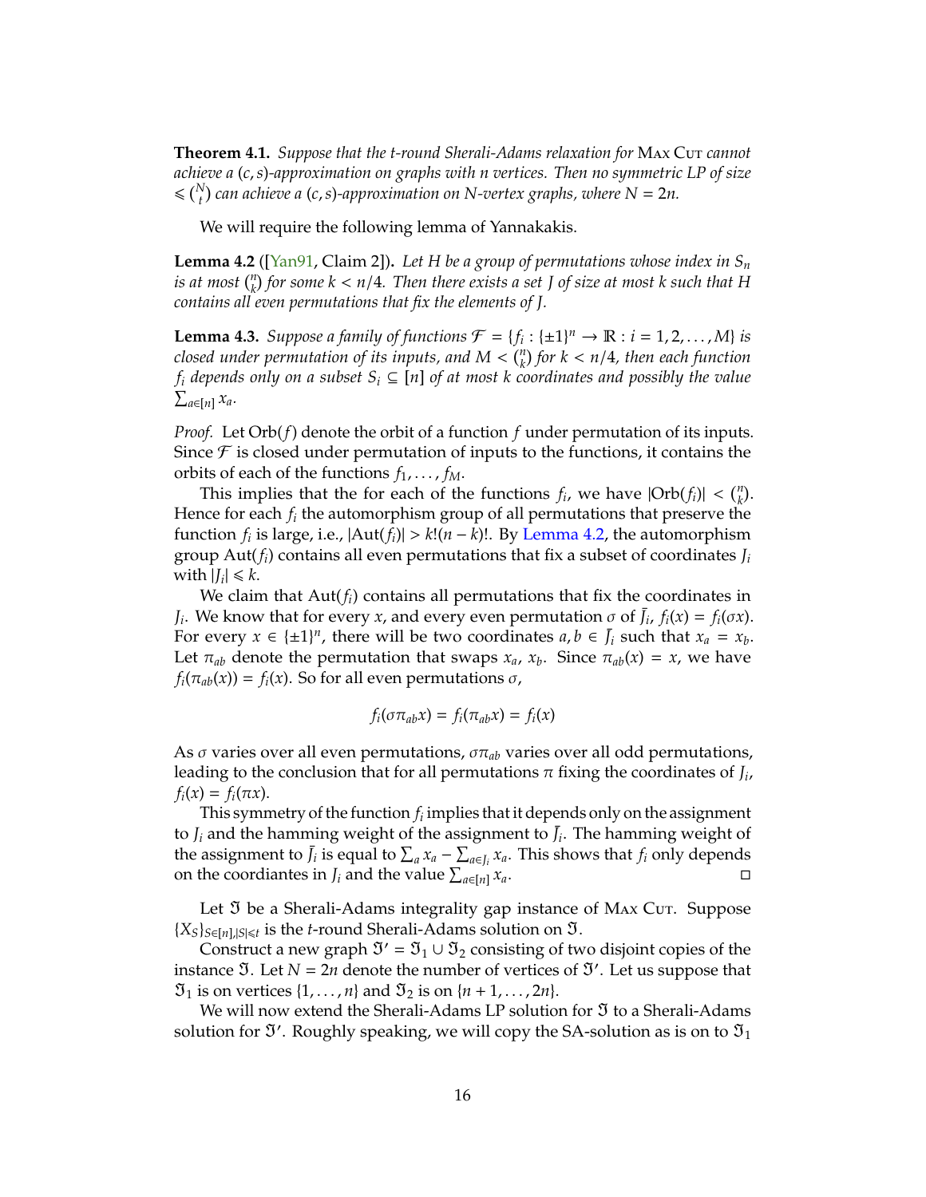**Theorem 4.1.** *Suppose that the $t$-round Sherali-Adams relaxation for* Max Cut *cannot achieve a $(c,s)$-approximation on graphs with $n$ vertices. Then no symmetric LP of size $\leqslant \binom{N}{t}$ can achieve a $(c,s)$-approximation on $N$-vertex graphs, where $N = 2n$.*

We will require the following lemma of Yannakakis.

**Lemma 4.2** ([Yan91, Claim 2])**.** *Let $H$ be a group of permutations whose index in $S_n$ is at most $\binom{n}{k}$ for some $k < n/4$. Then there exists a set $J$ of size at most $k$ such that $H$ contains all even permutations that fix the elements of $J$.*

**Lemma 4.3.** *Suppose a family of functions $\mathcal{F} = \{f_i : \{\pm 1\}^n \to \mathbb{R} : i = 1, 2, \ldots, M\}$ is closed under permutation of its inputs, and $M < \binom{n}{k}$ for $k < n/4$, then each function $f_i$ depends only on a subset $S_i \subseteq [n]$ of at most $k$ coordinates and possibly the value $\sum_{a \in [n]} x_a$.*

*Proof.* Let $\mathrm{Orb}(f)$ denote the orbit of a function $f$ under permutation of its inputs. Since $\mathcal{F}$ is closed under permutation of inputs to the functions, it contains the orbits of each of the functions $f_1, \ldots, f_M$.

This implies that the for each of the functions $f_i$, we have $|\mathrm{Orb}(f_i)| < \binom{n}{k}$. Hence for each $f_i$ the automorphism group of all permutations that preserve the function $f_i$ is large, i.e., $|\mathrm{Aut}(f_i)| > k!(n-k)!$. By Lemma 4.2, the automorphism group $\mathrm{Aut}(f_i)$ contains all even permutations that fix a subset of coordinates $J_i$ with $|J_i| \leqslant k$.

We claim that $\mathrm{Aut}(f_i)$ contains all permutations that fix the coordinates in $J_i$. We know that for every $x$, and every even permutation $\sigma$ of $\bar{J}_i$, $f_i(x) = f_i(\sigma x)$. For every $x \in \{\pm 1\}^n$, there will be two coordinates $a, b \in \bar{J}_i$ such that $x_a = x_b$. Let $\pi_{ab}$ denote the permutation that swaps $x_a$, $x_b$. Since $\pi_{ab}(x) = x$, we have $f_i(\pi_{ab}(x)) = f_i(x)$. So for all even permutations $\sigma$,

$$f_i(\sigma \pi_{ab} x) = f_i(\pi_{ab} x) = f_i(x)$$

As $\sigma$ varies over all even permutations, $\sigma \pi_{ab}$ varies over all odd permutations, leading to the conclusion that for all permutations $\pi$ fixing the coordinates of $J_i$, $f_i(x) = f_i(\pi x)$.

This symmetry of the function $f_i$ implies that it depends only on the assignment to $J_i$ and the hamming weight of the assignment to $\bar{J}_i$. The hamming weight of the assignment to $\bar{J}_i$ is equal to $\sum_a x_a - \sum_{a \in J_i} x_a$. This shows that $f_i$ only depends on the coordiantes in $J_i$ and the value $\sum_{a \in [n]} x_a$. □

Let $\mathfrak{I}$ be a Sherali-Adams integrality gap instance of Max Cut. Suppose $\{X_S\}_{S \in [n], |S| \leqslant t}$ is the $t$-round Sherali-Adams solution on $\mathfrak{I}$.

Construct a new graph $\mathfrak{I}' = \mathfrak{I}_1 \cup \mathfrak{I}_2$ consisting of two disjoint copies of the instance $\mathfrak{I}$. Let $N = 2n$ denote the number of vertices of $\mathfrak{I}'$. Let us suppose that $\mathfrak{I}_1$ is on vertices $\{1, \ldots, n\}$ and $\mathfrak{I}_2$ is on $\{n+1, \ldots, 2n\}$.

We will now extend the Sherali-Adams LP solution for $\mathfrak{I}$ to a Sherali-Adams solution for $\mathfrak{I}'$. Roughly speaking, we will copy the SA-solution as is on to $\mathfrak{I}_1$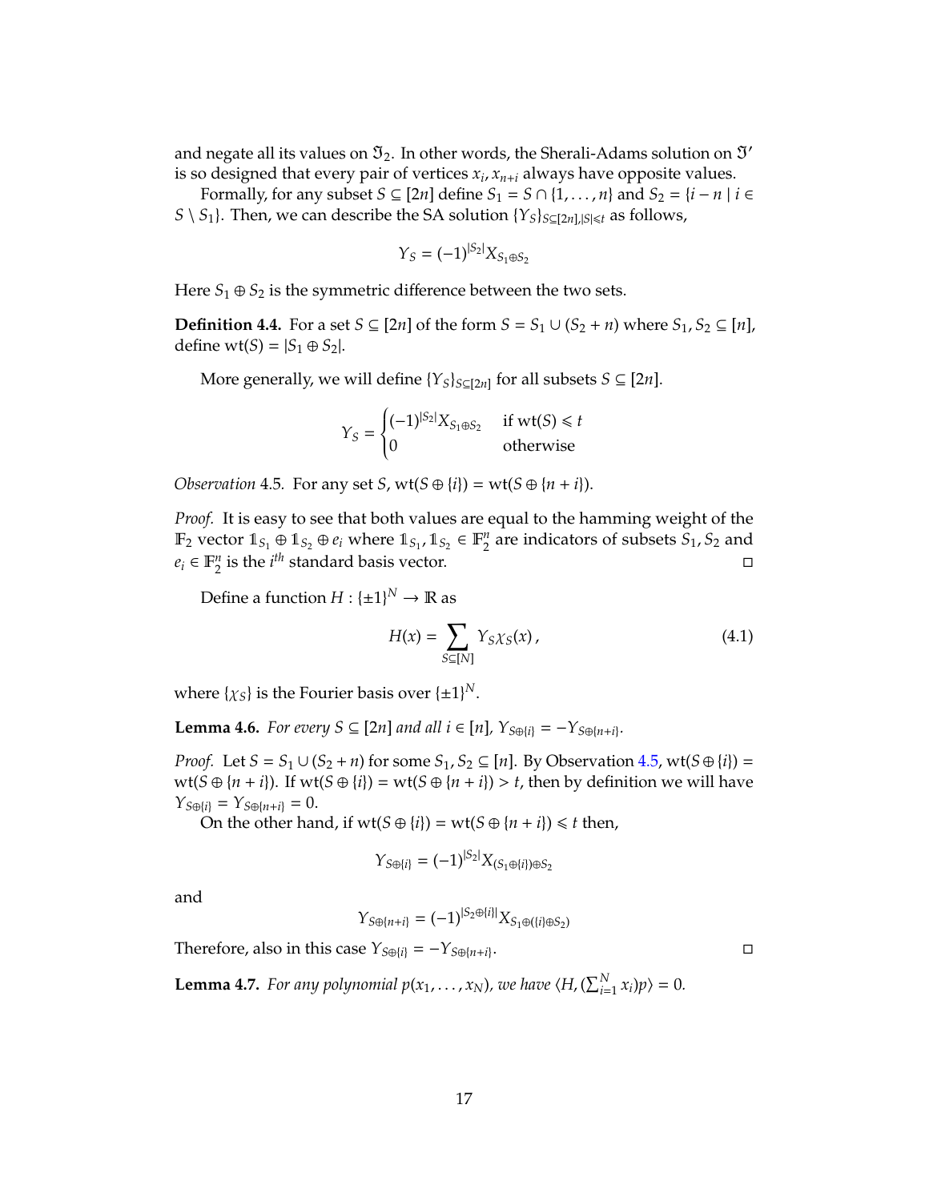and negate all its values on $\mathfrak{I}_2$. In other words, the Sherali-Adams solution on $\mathfrak{I}'$ is so designed that every pair of vertices $x_i, x_{n+i}$ always have opposite values.

Formally, for any subset $S \subseteq [2n]$ define $S_1 = S \cap \{1, \ldots, n\}$ and $S_2 = \{i - n \mid i \in S \setminus S_1\}$. Then, we can describe the SA solution $\{Y_S\}_{S \subseteq [2n], |S| \leqslant t}$ as follows,

$$Y_S = (-1)^{|S_2|} X_{S_1 \oplus S_2}$$

Here $S_1 \oplus S_2$ is the symmetric difference between the two sets.

**Definition 4.4.** For a set $S \subseteq [2n]$ of the form $S = S_1 \cup (S_2 + n)$ where $S_1, S_2 \subseteq [n]$, define $\mathrm{wt}(S) = |S_1 \oplus S_2|$.

More generally, we will define $\{Y_S\}_{S \subseteq [2n]}$ for all subsets $S \subseteq [2n]$.

$$Y_S = \begin{cases} (-1)^{|S_2|} X_{S_1 \oplus S_2} & \text{if } \mathrm{wt}(S) \leqslant t \\ 0 & \text{otherwise} \end{cases}$$

*Observation* 4.5. For any set $S$, $\mathrm{wt}(S \oplus \{i\}) = \mathrm{wt}(S \oplus \{n + i\})$.

*Proof.* It is easy to see that both values are equal to the hamming weight of the $\mathbb{F}_2$ vector $\mathbb{1}_{S_1} \oplus \mathbb{1}_{S_2} \oplus e_i$ where $\mathbb{1}_{S_1}, \mathbb{1}_{S_2} \in \mathbb{F}_2^n$ are indicators of subsets $S_1, S_2$ and $e_i \in \mathbb{F}_2^n$ is the $i^{th}$ standard basis vector. □

Define a function $H : \{\pm 1\}^N \to \mathbb{R}$ as

$$H(x) = \sum_{S \subseteq [N]} Y_S \chi_S(x)\,, \tag{4.1}$$

where $\{\chi_S\}$ is the Fourier basis over $\{\pm 1\}^N$.

**Lemma 4.6.** *For every $S \subseteq [2n]$ and all $i \in [n]$, $Y_{S \oplus \{i\}} = -Y_{S \oplus \{n+i\}}$.*

*Proof.* Let $S = S_1 \cup (S_2 + n)$ for some $S_1, S_2 \subseteq [n]$. By Observation 4.5, $\mathrm{wt}(S \oplus \{i\}) = \mathrm{wt}(S \oplus \{n + i\})$. If $\mathrm{wt}(S \oplus \{i\}) = \mathrm{wt}(S \oplus \{n + i\}) > t$, then by definition we will have $Y_{S \oplus \{i\}} = Y_{S \oplus \{n+i\}} = 0$.

On the other hand, if $\mathrm{wt}(S \oplus \{i\}) = \mathrm{wt}(S \oplus \{n + i\}) \leqslant t$ then,

$$Y_{S \oplus \{i\}} = (-1)^{|S_2|} X_{(S_1 \oplus \{i\}) \oplus S_2}$$

and

$$Y_{S \oplus \{n+i\}} = (-1)^{|S_2 \oplus \{i\}|} X_{S_1 \oplus (\{i\} \oplus S_2)}$$

Therefore, also in this case $Y_{S \oplus \{i\}} = -Y_{S \oplus \{n+i\}}$. □

**Lemma 4.7.** *For any polynomial $p(x_1, \ldots, x_N)$, we have $\langle H, (\sum_{i=1}^N x_i) p \rangle = 0$.*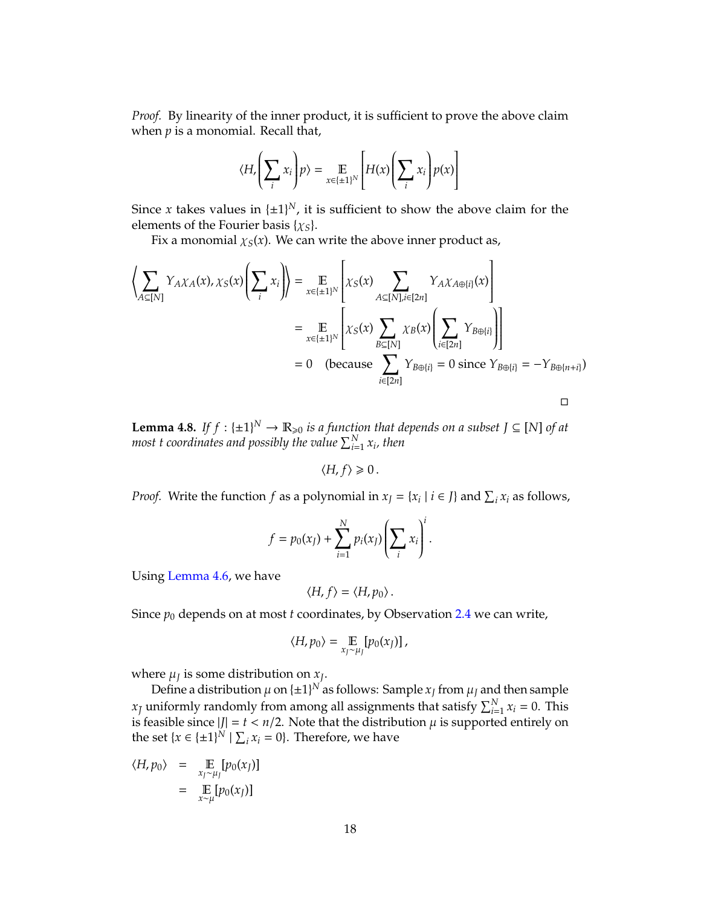*Proof.* By linearity of the inner product, it is sufficient to prove the above claim when $p$ is a monomial. Recall that,

$$\langle H, \left(\sum_i x_i\right) p\rangle = \mathop{\mathbb{E}}_{x\in\{\pm 1\}^N}\left[H(x)\left(\sum_i x_i\right)p(x)\right]$$

Since $x$ takes values in $\{\pm 1\}^N$, it is sufficient to show the above claim for the elements of the Fourier basis $\{\chi_S\}$.

Fix a monomial $\chi_S(x)$. We can write the above inner product as,

$$\begin{aligned}
\left\langle \sum_{A\subseteq[N]} Y_A\chi_A(x), \chi_S(x)\left(\sum_i x_i\right)\right\rangle &= \mathop{\mathbb{E}}_{x\in\{\pm 1\}^N}\left[\chi_S(x)\sum_{A\subseteq[N], i\in[2n]} Y_A\chi_{A\oplus\{i\}}(x)\right] \\
&= \mathop{\mathbb{E}}_{x\in\{\pm 1\}^N}\left[\chi_S(x)\sum_{B\subseteq[N]}\chi_B(x)\left(\sum_{i\in[2n]} Y_{B\oplus\{i\}}\right)\right] \\
&= 0 \quad \left(\text{because } \sum_{i\in[2n]} Y_{B\oplus\{i\}} = 0 \text{ since } Y_{B\oplus\{i\}} = -Y_{B\oplus\{n+i\}}\right)
\end{aligned}$$

□

**Lemma 4.8.** *If $f : \{\pm 1\}^N \to \mathbb{R}_{\geqslant 0}$ is a function that depends on a subset $J \subseteq [N]$ of at most $t$ coordinates and possibly the value $\sum_{i=1}^N x_i$, then*

$$\langle H, f\rangle \geqslant 0\,.$$

*Proof.* Write the function $f$ as a polynomial in $x_J = \{x_i \mid i \in J\}$ and $\sum_i x_i$ as follows,

$$f = p_0(x_J) + \sum_{i=1}^N p_i(x_J)\left(\sum_i x_i\right)^i.$$

Using Lemma 4.6, we have

$$\langle H, f\rangle = \langle H, p_0\rangle\,.$$

Since $p_0$ depends on at most $t$ coordinates, by Observation 2.4 we can write,

$$\langle H, p_0\rangle = \mathop{\mathbb{E}}_{x_J\sim\mu_J}[p_0(x_J)]\,,$$

where $\mu_J$ is some distribution on $x_J$.

Define a distribution $\mu$ on $\{\pm 1\}^N$ as follows: Sample $x_J$ from $\mu_J$ and then sample $x_{\bar{J}}$ uniformly randomly from among all assignments that satisfy $\sum_{i=1}^N x_i = 0$. This is feasible since $|J| = t < n/2$. Note that the distribution $\mu$ is supported entirely on the set $\{x \in \{\pm 1\}^N \mid \sum_i x_i = 0\}$. Therefore, we have

$$\begin{aligned}
\langle H, p_0\rangle &= \mathop{\mathbb{E}}_{x_J\sim\mu_J}[p_0(x_J)] \\
&= \mathop{\mathbb{E}}_{x\sim\mu}[p_0(x_J)]
\end{aligned}$$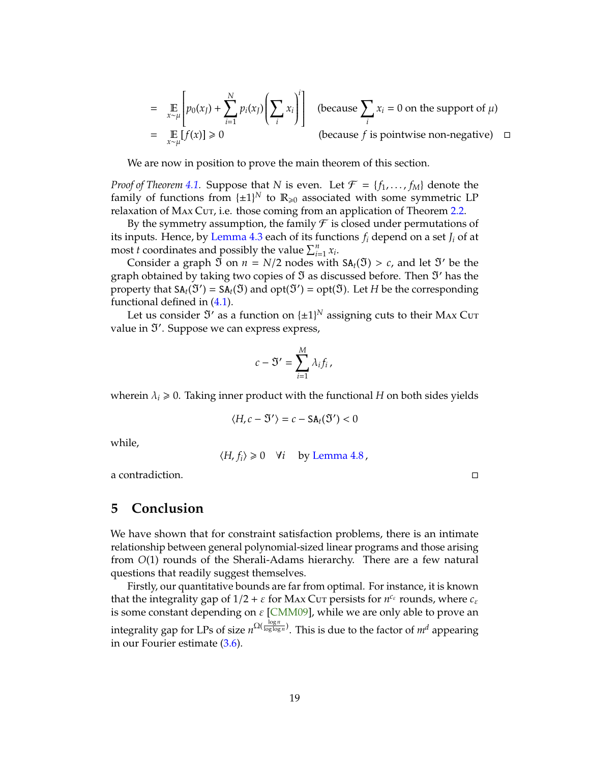$$= \mathop{\mathbb{E}}_{x \sim \mu}\left[ p_0(x_J) + \sum_{i=1}^{N} p_i(x_J) \left( \sum_i x_i \right)^i \right] \quad \text{(because } \sum_i x_i = 0 \text{ on the support of } \mu\text{)}$$

$$= \mathop{\mathbb{E}}_{x \sim \mu}[f(x)] \geqslant 0 \qquad \text{(because } f \text{ is pointwise non-negative)} \qquad \square$$

We are now in position to prove the main theorem of this section.

*Proof of Theorem 4.1.* Suppose that $N$ is even. Let $\mathcal{F} = \{f_1, \ldots, f_M\}$ denote the family of functions from $\{\pm 1\}^N$ to $\mathbb{R}_{\geqslant 0}$ associated with some symmetric LP relaxation of Max Cut, i.e. those coming from an application of Theorem 2.2.

By the symmetry assumption, the family $\mathcal{F}$ is closed under permutations of its inputs. Hence, by Lemma 4.3 each of its functions $f_i$ depend on a set $J_i$ of at most $t$ coordinates and possibly the value $\sum_{i=1}^{n} x_i$.

Consider a graph $\mathfrak{I}$ on $n = N/2$ nodes with $\mathsf{SA}_t(\mathfrak{I}) > c$, and let $\mathfrak{I}'$ be the graph obtained by taking two copies of $\mathfrak{I}$ as discussed before. Then $\mathfrak{I}'$ has the property that $\mathsf{SA}_t(\mathfrak{I}') = \mathsf{SA}_t(\mathfrak{I})$ and $\text{opt}(\mathfrak{I}') = \text{opt}(\mathfrak{I})$. Let $H$ be the corresponding functional defined in (4.1).

Let us consider $\mathfrak{I}'$ as a function on $\{\pm 1\}^N$ assigning cuts to their Max Cut value in $\mathfrak{I}'$. Suppose we can express express,

$$c - \mathfrak{I}' = \sum_{i=1}^{M} \lambda_i f_i \,,$$

wherein $\lambda_i \geqslant 0$. Taking inner product with the functional $H$ on both sides yields

$$\langle H, c - \mathfrak{I}' \rangle = c - \mathsf{SA}_t(\mathfrak{I}') < 0$$

while,

$$\langle H, f_i \rangle \geqslant 0 \quad \forall i \quad \text{by Lemma 4.8}\,,$$

a contradiction. $\square$

# 5 Conclusion

We have shown that for constraint satisfaction problems, there is an intimate relationship between general polynomial-sized linear programs and those arising from $O(1)$ rounds of the Sherali-Adams hierarchy. There are a few natural questions that readily suggest themselves.

Firstly, our quantitative bounds are far from optimal. For instance, it is known that the integrality gap of $1/2 + \varepsilon$ for Max Cut persists for $n^{c_\varepsilon}$ rounds, where $c_\varepsilon$ is some constant depending on $\varepsilon$ [CMM09], while we are only able to prove an integrality gap for LPs of size $n^{\Omega(\frac{\log n}{\log \log n})}$. This is due to the factor of $m^d$ appearing in our Fourier estimate (3.6).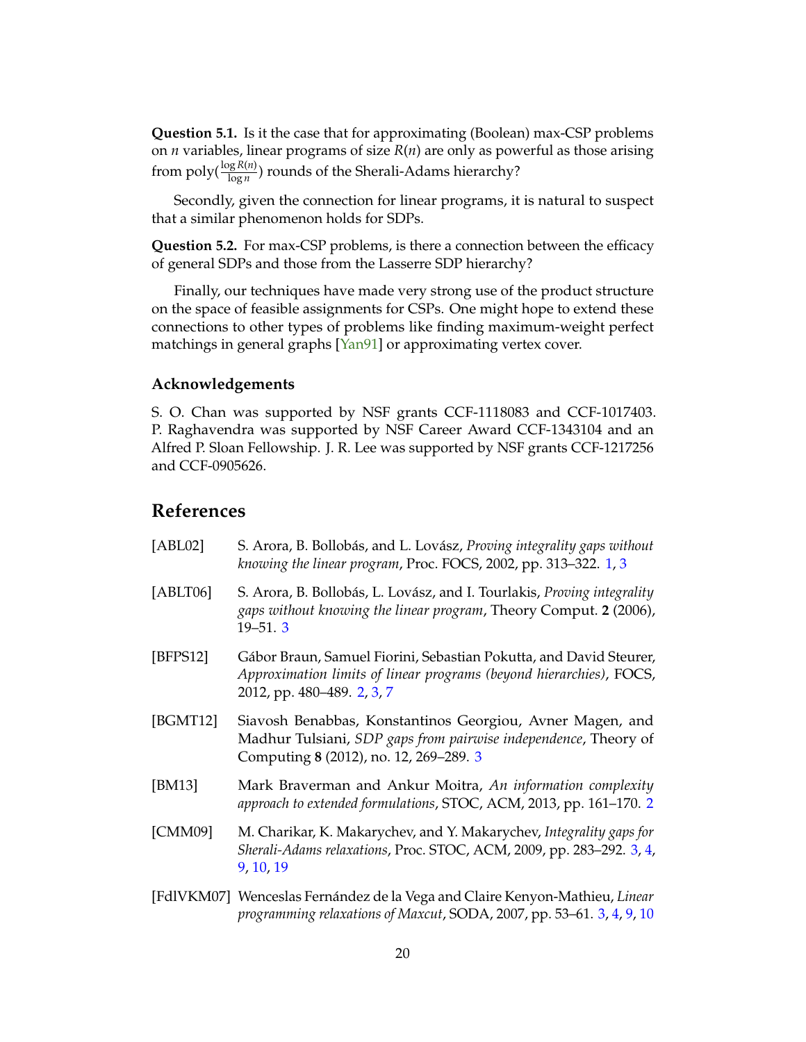**Question 5.1.** Is it the case that for approximating (Boolean) max-CSP problems on $n$ variables, linear programs of size $R(n)$ are only as powerful as those arising from $\mathrm{poly}(\frac{\log R(n)}{\log n})$ rounds of the Sherali-Adams hierarchy?

Secondly, given the connection for linear programs, it is natural to suspect that a similar phenomenon holds for SDPs.

**Question 5.2.** For max-CSP problems, is there a connection between the efficacy of general SDPs and those from the Lasserre SDP hierarchy?

Finally, our techniques have made very strong use of the product structure on the space of feasible assignments for CSPs. One might hope to extend these connections to other types of problems like finding maximum-weight perfect matchings in general graphs [Yan91] or approximating vertex cover.

### Acknowledgements

S. O. Chan was supported by NSF grants CCF-1118083 and CCF-1017403. P. Raghavendra was supported by NSF Career Award CCF-1343104 and an Alfred P. Sloan Fellowship. J. R. Lee was supported by NSF grants CCF-1217256 and CCF-0905626.

## References

[ABL02] S. Arora, B. Bollobás, and L. Lovász, *Proving integrality gaps without knowing the linear program*, Proc. FOCS, 2002, pp. 313–322. 1, 3

[ABLT06] S. Arora, B. Bollobás, L. Lovász, and I. Tourlakis, *Proving integrality gaps without knowing the linear program*, Theory Comput. **2** (2006), 19–51. 3

[BFPS12] Gábor Braun, Samuel Fiorini, Sebastian Pokutta, and David Steurer, *Approximation limits of linear programs (beyond hierarchies)*, FOCS, 2012, pp. 480–489. 2, 3, 7

[BGMT12] Siavosh Benabbas, Konstantinos Georgiou, Avner Magen, and Madhur Tulsiani, *SDP gaps from pairwise independence*, Theory of Computing **8** (2012), no. 12, 269–289. 3

[BM13] Mark Braverman and Ankur Moitra, *An information complexity approach to extended formulations*, STOC, ACM, 2013, pp. 161–170. 2

[CMM09] M. Charikar, K. Makarychev, and Y. Makarychev, *Integrality gaps for Sherali-Adams relaxations*, Proc. STOC, ACM, 2009, pp. 283–292. 3, 4, 9, 10, 19

[FdlVKM07] Wenceslas Fernández de la Vega and Claire Kenyon-Mathieu, *Linear programming relaxations of Maxcut*, SODA, 2007, pp. 53–61. 3, 4, 9, 10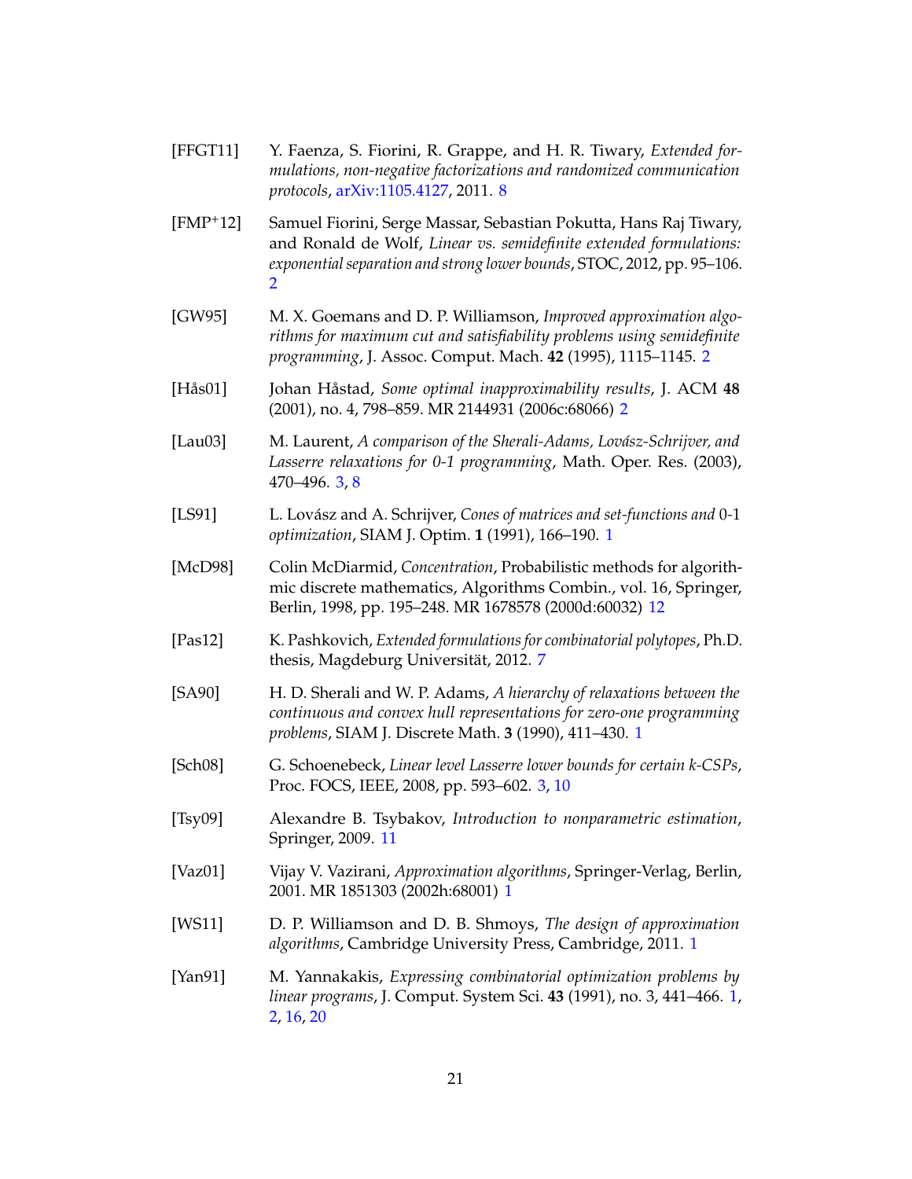[FFGT11] Y. Faenza, S. Fiorini, R. Grappe, and H. R. Tiwary, *Extended formulations, non-negative factorizations and randomized communication protocols*, arXiv:1105.4127, 2011. 8

[FMP+12] Samuel Fiorini, Serge Massar, Sebastian Pokutta, Hans Raj Tiwary, and Ronald de Wolf, *Linear vs. semidefinite extended formulations: exponential separation and strong lower bounds*, STOC, 2012, pp. 95–106. 2

[GW95] M. X. Goemans and D. P. Williamson, *Improved approximation algorithms for maximum cut and satisfiability problems using semidefinite programming*, J. Assoc. Comput. Mach. **42** (1995), 1115–1145. 2

[Hås01] Johan Håstad, *Some optimal inapproximability results*, J. ACM **48** (2001), no. 4, 798–859. MR 2144931 (2006c:68066) 2

[Lau03] M. Laurent, *A comparison of the Sherali-Adams, Lovász-Schrijver, and Lasserre relaxations for 0-1 programming*, Math. Oper. Res. (2003), 470–496. 3, 8

[LS91] L. Lovász and A. Schrijver, *Cones of matrices and set-functions and* 0-1 *optimization*, SIAM J. Optim. **1** (1991), 166–190. 1

[McD98] Colin McDiarmid, *Concentration*, Probabilistic methods for algorithmic discrete mathematics, Algorithms Combin., vol. 16, Springer, Berlin, 1998, pp. 195–248. MR 1678578 (2000d:60032) 12

[Pas12] K. Pashkovich, *Extended formulations for combinatorial polytopes*, Ph.D. thesis, Magdeburg Universität, 2012. 7

[SA90] H. D. Sherali and W. P. Adams, *A hierarchy of relaxations between the continuous and convex hull representations for zero-one programming problems*, SIAM J. Discrete Math. **3** (1990), 411–430. 1

[Sch08] G. Schoenebeck, *Linear level Lasserre lower bounds for certain k-CSPs*, Proc. FOCS, IEEE, 2008, pp. 593–602. 3, 10

[Tsy09] Alexandre B. Tsybakov, *Introduction to nonparametric estimation*, Springer, 2009. 11

[Vaz01] Vijay V. Vazirani, *Approximation algorithms*, Springer-Verlag, Berlin, 2001. MR 1851303 (2002h:68001) 1

[WS11] D. P. Williamson and D. B. Shmoys, *The design of approximation algorithms*, Cambridge University Press, Cambridge, 2011. 1

[Yan91] M. Yannakakis, *Expressing combinatorial optimization problems by linear programs*, J. Comput. System Sci. **43** (1991), no. 3, 441–466. 1, 2, 16, 20